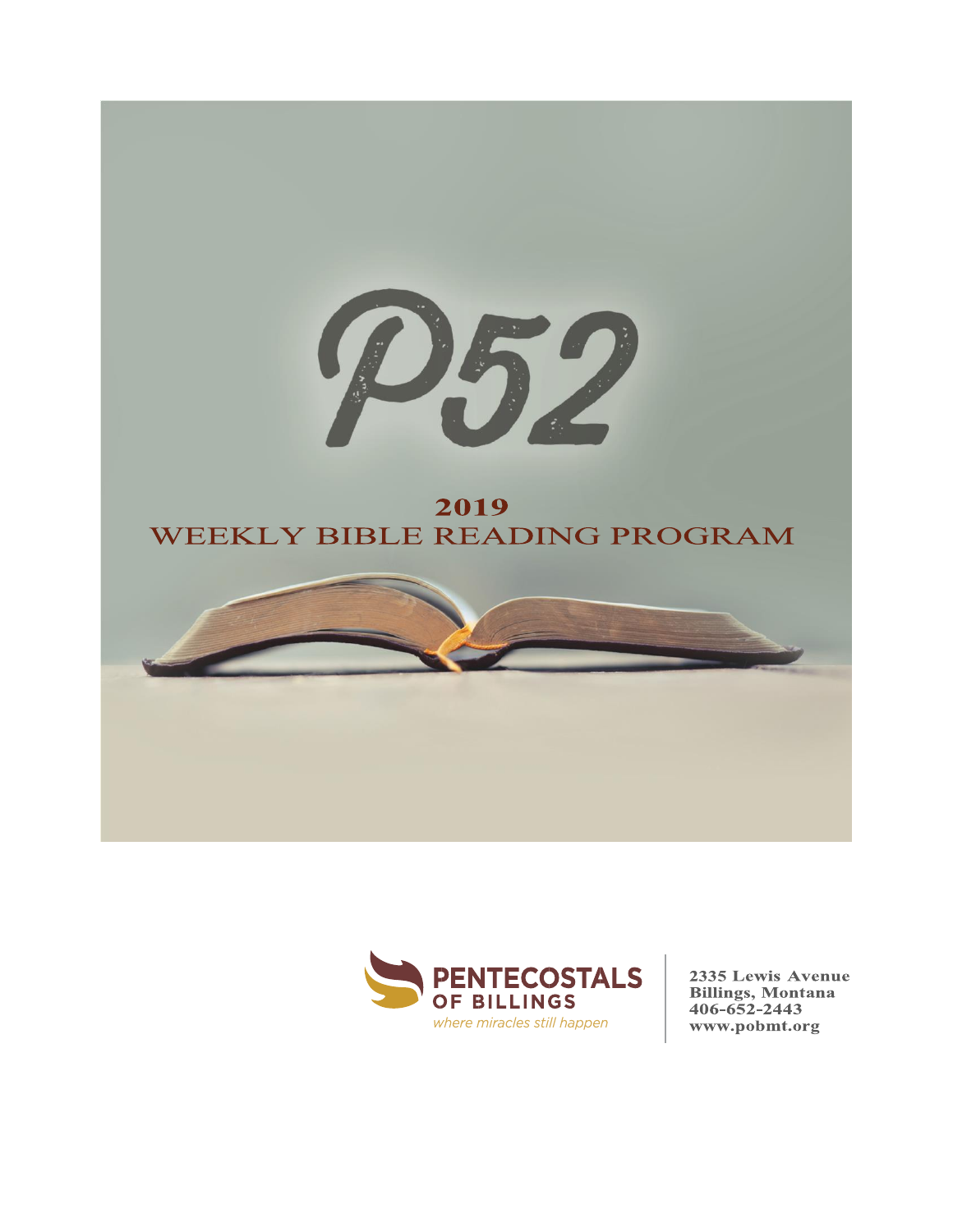# P52

## 2019
## WEEKLY BIBLE READING PROGRAM

**PENTECOSTALS**
**OF BILLINGS**
*where miracles still happen*

**2335 Lewis Avenue**
**Billings, Montana**
**406-652-2443**
**www.pobmt.org**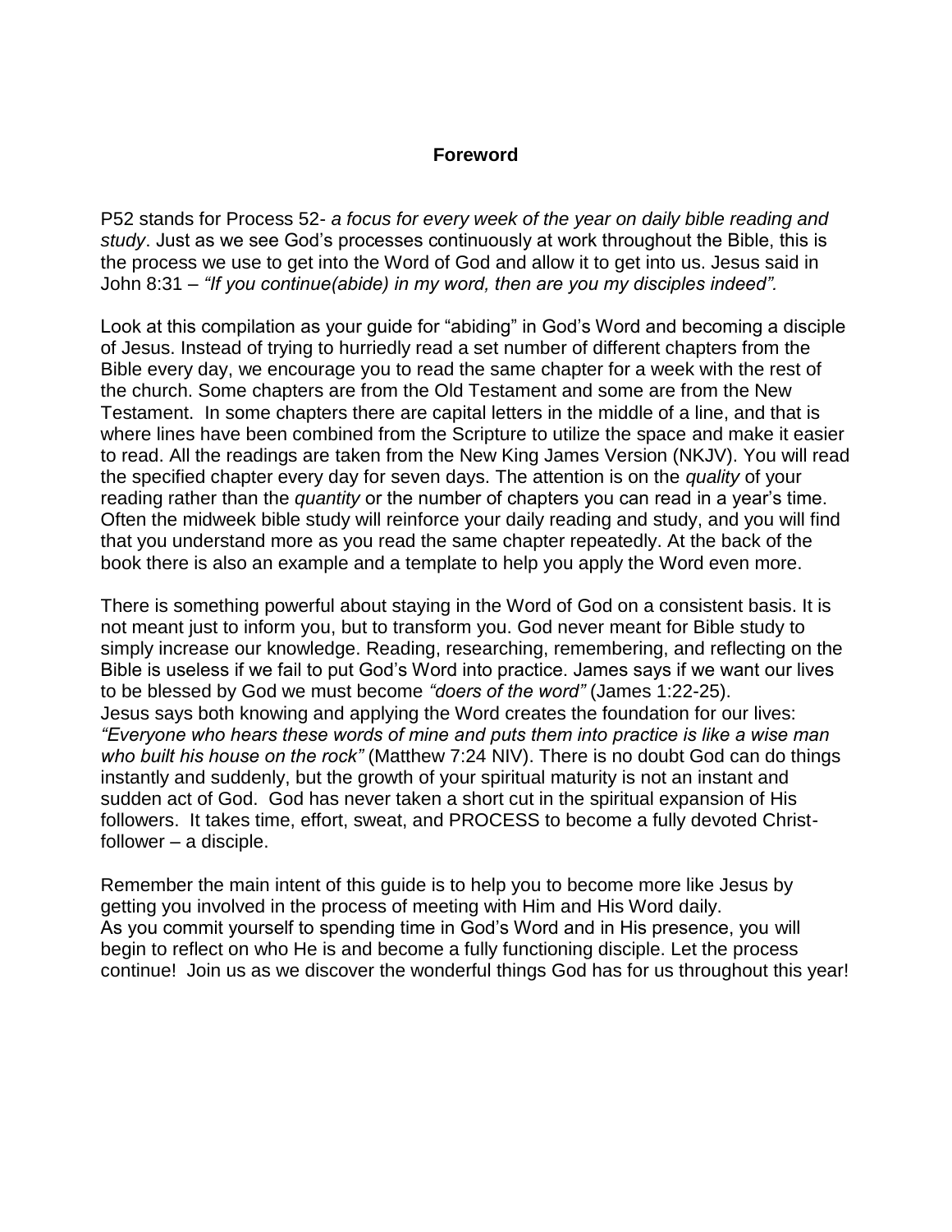# Foreword

P52 stands for Process 52- *a focus for every week of the year on daily bible reading and study*. Just as we see God's processes continuously at work throughout the Bible, this is the process we use to get into the Word of God and allow it to get into us. Jesus said in John 8:31 – *"If you continue(abide) in my word, then are you my disciples indeed".*

Look at this compilation as your guide for "abiding" in God's Word and becoming a disciple of Jesus. Instead of trying to hurriedly read a set number of different chapters from the Bible every day, we encourage you to read the same chapter for a week with the rest of the church. Some chapters are from the Old Testament and some are from the New Testament. In some chapters there are capital letters in the middle of a line, and that is where lines have been combined from the Scripture to utilize the space and make it easier to read. All the readings are taken from the New King James Version (NKJV). You will read the specified chapter every day for seven days. The attention is on the *quality* of your reading rather than the *quantity* or the number of chapters you can read in a year's time. Often the midweek bible study will reinforce your daily reading and study, and you will find that you understand more as you read the same chapter repeatedly. At the back of the book there is also an example and a template to help you apply the Word even more.

There is something powerful about staying in the Word of God on a consistent basis. It is not meant just to inform you, but to transform you. God never meant for Bible study to simply increase our knowledge. Reading, researching, remembering, and reflecting on the Bible is useless if we fail to put God's Word into practice. James says if we want our lives to be blessed by God we must become *"doers of the word"* (James 1:22-25). Jesus says both knowing and applying the Word creates the foundation for our lives: *"Everyone who hears these words of mine and puts them into practice is like a wise man who built his house on the rock"* (Matthew 7:24 NIV). There is no doubt God can do things instantly and suddenly, but the growth of your spiritual maturity is not an instant and sudden act of God. God has never taken a short cut in the spiritual expansion of His followers. It takes time, effort, sweat, and PROCESS to become a fully devoted Christ-follower – a disciple.

Remember the main intent of this guide is to help you to become more like Jesus by getting you involved in the process of meeting with Him and His Word daily. As you commit yourself to spending time in God's Word and in His presence, you will begin to reflect on who He is and become a fully functioning disciple. Let the process continue! Join us as we discover the wonderful things God has for us throughout this year!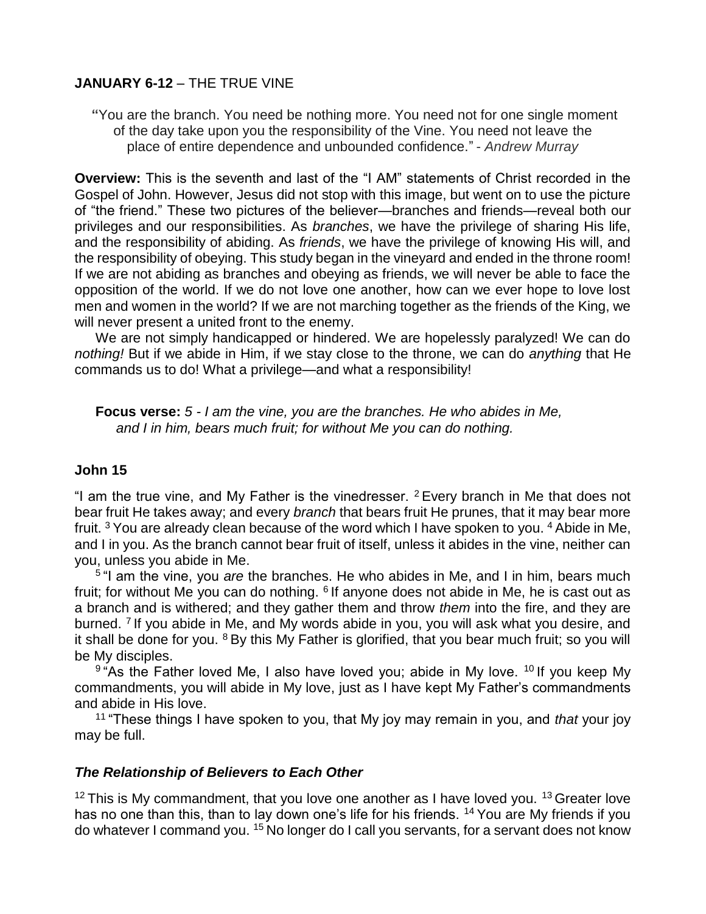**JANUARY 6-12** – THE TRUE VINE

> "You are the branch. You need be nothing more. You need not for one single moment of the day take upon you the responsibility of the Vine. You need not leave the place of entire dependence and unbounded confidence." - *Andrew Murray*

**Overview:** This is the seventh and last of the "I AM" statements of Christ recorded in the Gospel of John. However, Jesus did not stop with this image, but went on to use the picture of "the friend." These two pictures of the believer—branches and friends—reveal both our privileges and our responsibilities. As *branches*, we have the privilege of sharing His life, and the responsibility of abiding. As *friends*, we have the privilege of knowing His will, and the responsibility of obeying. This study began in the vineyard and ended in the throne room! If we are not abiding as branches and obeying as friends, we will never be able to face the opposition of the world. If we do not love one another, how can we ever hope to love lost men and women in the world? If we are not marching together as the friends of the King, we will never present a united front to the enemy.

We are not simply handicapped or hindered. We are hopelessly paralyzed! We can do *nothing!* But if we abide in Him, if we stay close to the throne, we can do *anything* that He commands us to do! What a privilege—and what a responsibility!

**Focus verse:** *5 - I am the vine, you are the branches. He who abides in Me, and I in him, bears much fruit; for without Me you can do nothing.*

## John 15

"I am the true vine, and My Father is the vinedresser. [2] Every branch in Me that does not bear fruit He takes away; and every *branch* that bears fruit He prunes, that it may bear more fruit. [3] You are already clean because of the word which I have spoken to you. [4] Abide in Me, and I in you. As the branch cannot bear fruit of itself, unless it abides in the vine, neither can you, unless you abide in Me.

[5] "I am the vine, you *are* the branches. He who abides in Me, and I in him, bears much fruit; for without Me you can do nothing. [6] If anyone does not abide in Me, he is cast out as a branch and is withered; and they gather them and throw *them* into the fire, and they are burned. [7] If you abide in Me, and My words abide in you, you will ask what you desire, and it shall be done for you. [8] By this My Father is glorified, that you bear much fruit; so you will be My disciples.

[9] "As the Father loved Me, I also have loved you; abide in My love. [10] If you keep My commandments, you will abide in My love, just as I have kept My Father's commandments and abide in His love.

[11] "These things I have spoken to you, that My joy may remain in you, and *that* your joy may be full.

### *The Relationship of Believers to Each Other*

[12] This is My commandment, that you love one another as I have loved you. [13] Greater love has no one than this, than to lay down one's life for his friends. [14] You are My friends if you do whatever I command you. [15] No longer do I call you servants, for a servant does not know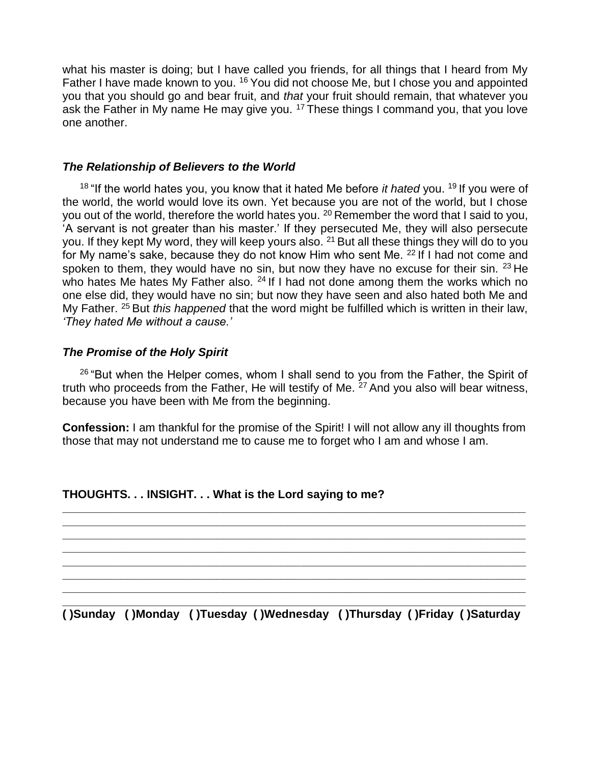what his master is doing; but I have called you friends, for all things that I heard from My Father I have made known to you. [16] You did not choose Me, but I chose you and appointed you that you should go and bear fruit, and *that* your fruit should remain, that whatever you ask the Father in My name He may give you. [17] These things I command you, that you love one another.

### *The Relationship of Believers to the World*

[18] "If the world hates you, you know that it hated Me before *it hated* you. [19] If you were of the world, the world would love its own. Yet because you are not of the world, but I chose you out of the world, therefore the world hates you. [20] Remember the word that I said to you, 'A servant is not greater than his master.' If they persecuted Me, they will also persecute you. If they kept My word, they will keep yours also. [21] But all these things they will do to you for My name's sake, because they do not know Him who sent Me. [22] If I had not come and spoken to them, they would have no sin, but now they have no excuse for their sin. [23] He who hates Me hates My Father also. [24] If I had not done among them the works which no one else did, they would have no sin; but now they have seen and also hated both Me and My Father. [25] But *this happened* that the word might be fulfilled which is written in their law, *'They hated Me without a cause.'*

### *The Promise of the Holy Spirit*

[26] "But when the Helper comes, whom I shall send to you from the Father, the Spirit of truth who proceeds from the Father, He will testify of Me. [27] And you also will bear witness, because you have been with Me from the beginning.

**Confession:** I am thankful for the promise of the Spirit! I will not allow any ill thoughts from those that may not understand me to cause me to forget who I am and whose I am.

**THOUGHTS. . . INSIGHT. . . What is the Lord saying to me?**

\_\_\_\_\_\_\_\_\_\_\_\_\_\_\_\_\_\_\_\_\_\_\_\_\_\_\_\_\_\_\_\_\_\_\_\_\_\_\_\_\_\_\_\_\_\_\_\_\_\_\_\_\_\_\_\_\_\_\_\_\_\_\_\_\_\_\_\_\_\_
\_\_\_\_\_\_\_\_\_\_\_\_\_\_\_\_\_\_\_\_\_\_\_\_\_\_\_\_\_\_\_\_\_\_\_\_\_\_\_\_\_\_\_\_\_\_\_\_\_\_\_\_\_\_\_\_\_\_\_\_\_\_\_\_\_\_\_\_\_\_
\_\_\_\_\_\_\_\_\_\_\_\_\_\_\_\_\_\_\_\_\_\_\_\_\_\_\_\_\_\_\_\_\_\_\_\_\_\_\_\_\_\_\_\_\_\_\_\_\_\_\_\_\_\_\_\_\_\_\_\_\_\_\_\_\_\_\_\_\_\_
\_\_\_\_\_\_\_\_\_\_\_\_\_\_\_\_\_\_\_\_\_\_\_\_\_\_\_\_\_\_\_\_\_\_\_\_\_\_\_\_\_\_\_\_\_\_\_\_\_\_\_\_\_\_\_\_\_\_\_\_\_\_\_\_\_\_\_\_\_\_
\_\_\_\_\_\_\_\_\_\_\_\_\_\_\_\_\_\_\_\_\_\_\_\_\_\_\_\_\_\_\_\_\_\_\_\_\_\_\_\_\_\_\_\_\_\_\_\_\_\_\_\_\_\_\_\_\_\_\_\_\_\_\_\_\_\_\_\_\_\_
\_\_\_\_\_\_\_\_\_\_\_\_\_\_\_\_\_\_\_\_\_\_\_\_\_\_\_\_\_\_\_\_\_\_\_\_\_\_\_\_\_\_\_\_\_\_\_\_\_\_\_\_\_\_\_\_\_\_\_\_\_\_\_\_\_\_\_\_\_\_
\_\_\_\_\_\_\_\_\_\_\_\_\_\_\_\_\_\_\_\_\_\_\_\_\_\_\_\_\_\_\_\_\_\_\_\_\_\_\_\_\_\_\_\_\_\_\_\_\_\_\_\_\_\_\_\_\_\_\_\_\_\_\_\_\_\_\_\_\_\_
\_\_\_\_\_\_\_\_\_\_\_\_\_\_\_\_\_\_\_\_\_\_\_\_\_\_\_\_\_\_\_\_\_\_\_\_\_\_\_\_\_\_\_\_\_\_\_\_\_\_\_\_\_\_\_\_\_\_\_\_\_\_\_\_\_\_\_\_\_\_

**( )Sunday ( )Monday ( )Tuesday ( )Wednesday ( )Thursday ( )Friday ( )Saturday**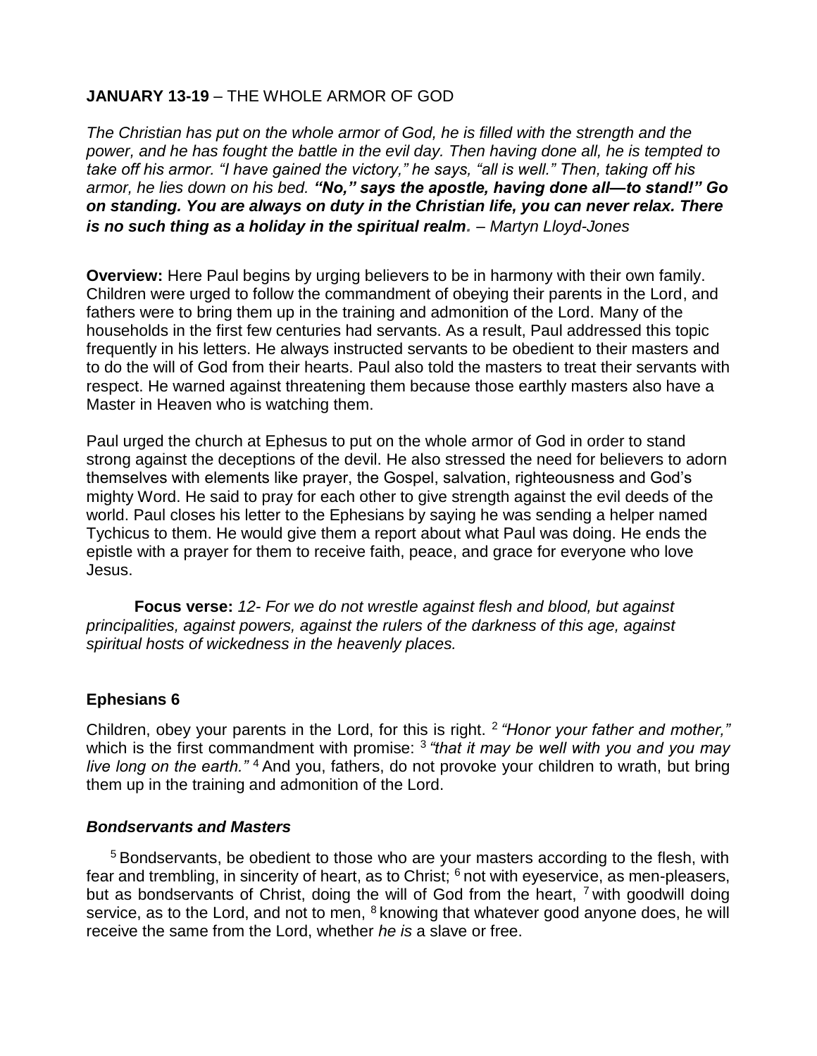**JANUARY 13-19** – THE WHOLE ARMOR OF GOD

*The Christian has put on the whole armor of God, he is filled with the strength and the power, and he has fought the battle in the evil day. Then having done all, he is tempted to take off his armor. "I have gained the victory," he says, "all is well." Then, taking off his armor, he lies down on his bed.* ***"No," says the apostle, having done all—to stand!" Go on standing. You are always on duty in the Christian life, you can never relax. There is no such thing as a holiday in the spiritual realm****. – Martyn Lloyd-Jones*

**Overview:** Here Paul begins by urging believers to be in harmony with their own family. Children were urged to follow the commandment of obeying their parents in the Lord, and fathers were to bring them up in the training and admonition of the Lord. Many of the households in the first few centuries had servants. As a result, Paul addressed this topic frequently in his letters. He always instructed servants to be obedient to their masters and to do the will of God from their hearts. Paul also told the masters to treat their servants with respect. He warned against threatening them because those earthly masters also have a Master in Heaven who is watching them.

Paul urged the church at Ephesus to put on the whole armor of God in order to stand strong against the deceptions of the devil. He also stressed the need for believers to adorn themselves with elements like prayer, the Gospel, salvation, righteousness and God's mighty Word. He said to pray for each other to give strength against the evil deeds of the world. Paul closes his letter to the Ephesians by saying he was sending a helper named Tychicus to them. He would give them a report about what Paul was doing. He ends the epistle with a prayer for them to receive faith, peace, and grace for everyone who love Jesus.

**Focus verse:** *12- For we do not wrestle against flesh and blood, but against principalities, against powers, against the rulers of the darkness of this age, against spiritual hosts of wickedness in the heavenly places.*

### Ephesians 6

Children, obey your parents in the Lord, for this is right. [2] *"Honor your father and mother,"* which is the first commandment with promise: [3] *"that it may be well with you and you may live long on the earth."* [4] And you, fathers, do not provoke your children to wrath, but bring them up in the training and admonition of the Lord.

#### *Bondservants and Masters*

[5] Bondservants, be obedient to those who are your masters according to the flesh, with fear and trembling, in sincerity of heart, as to Christ; [6] not with eyeservice, as men-pleasers, but as bondservants of Christ, doing the will of God from the heart, [7] with goodwill doing service, as to the Lord, and not to men, [8] knowing that whatever good anyone does, he will receive the same from the Lord, whether *he is* a slave or free.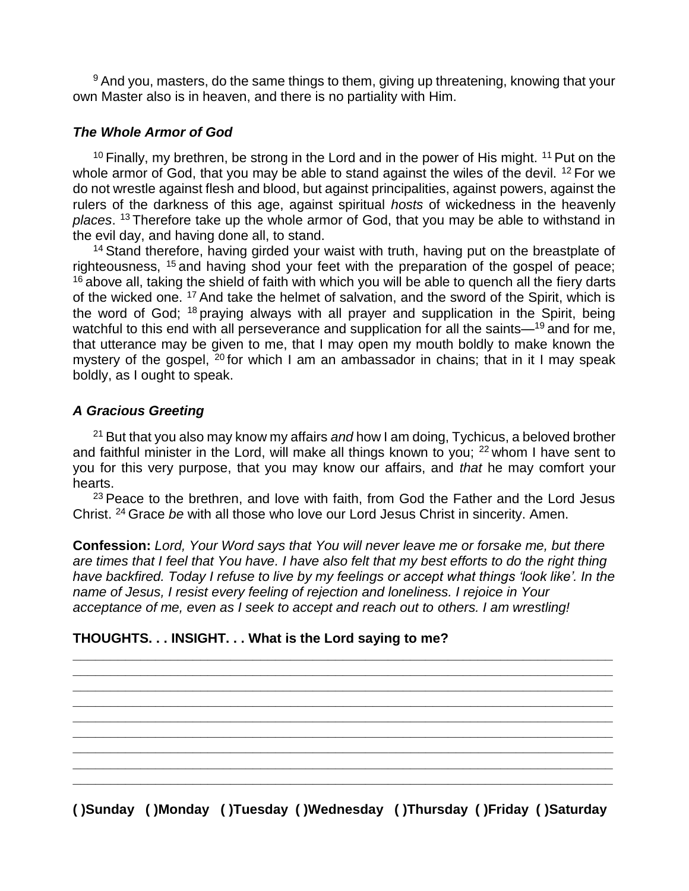[9] And you, masters, do the same things to them, giving up threatening, knowing that your own Master also is in heaven, and there is no partiality with Him.

### *The Whole Armor of God*

[10] Finally, my brethren, be strong in the Lord and in the power of His might. [11] Put on the whole armor of God, that you may be able to stand against the wiles of the devil. [12] For we do not wrestle against flesh and blood, but against principalities, against powers, against the rulers of the darkness of this age, against spiritual *hosts* of wickedness in the heavenly *places*. [13] Therefore take up the whole armor of God, that you may be able to withstand in the evil day, and having done all, to stand.

[14] Stand therefore, having girded your waist with truth, having put on the breastplate of righteousness, [15] and having shod your feet with the preparation of the gospel of peace; [16] above all, taking the shield of faith with which you will be able to quench all the fiery darts of the wicked one. [17] And take the helmet of salvation, and the sword of the Spirit, which is the word of God; [18] praying always with all prayer and supplication in the Spirit, being watchful to this end with all perseverance and supplication for all the saints—[19] and for me, that utterance may be given to me, that I may open my mouth boldly to make known the mystery of the gospel, [20] for which I am an ambassador in chains; that in it I may speak boldly, as I ought to speak.

### *A Gracious Greeting*

[21] But that you also may know my affairs *and* how I am doing, Tychicus, a beloved brother and faithful minister in the Lord, will make all things known to you; [22] whom I have sent to you for this very purpose, that you may know our affairs, and *that* he may comfort your hearts.

[23] Peace to the brethren, and love with faith, from God the Father and the Lord Jesus Christ. [24] Grace *be* with all those who love our Lord Jesus Christ in sincerity. Amen.

**Confession:** *Lord, Your Word says that You will never leave me or forsake me, but there are times that I feel that You have. I have also felt that my best efforts to do the right thing have backfired. Today I refuse to live by my feelings or accept what things 'look like'. In the name of Jesus, I resist every feeling of rejection and loneliness. I rejoice in Your acceptance of me, even as I seek to accept and reach out to others. I am wrestling!*

**THOUGHTS. . . INSIGHT. . . What is the Lord saying to me?**

\_\_\_\_\_\_\_\_\_\_\_\_\_\_\_\_\_\_\_\_\_\_\_\_\_\_\_\_\_\_\_\_\_\_\_\_\_\_\_\_\_\_\_\_\_\_\_\_\_\_\_\_\_\_\_\_\_\_\_\_\_\_\_\_\_\_\_\_\_\_\_\_
\_\_\_\_\_\_\_\_\_\_\_\_\_\_\_\_\_\_\_\_\_\_\_\_\_\_\_\_\_\_\_\_\_\_\_\_\_\_\_\_\_\_\_\_\_\_\_\_\_\_\_\_\_\_\_\_\_\_\_\_\_\_\_\_\_\_\_\_\_\_\_\_
\_\_\_\_\_\_\_\_\_\_\_\_\_\_\_\_\_\_\_\_\_\_\_\_\_\_\_\_\_\_\_\_\_\_\_\_\_\_\_\_\_\_\_\_\_\_\_\_\_\_\_\_\_\_\_\_\_\_\_\_\_\_\_\_\_\_\_\_\_\_\_\_
\_\_\_\_\_\_\_\_\_\_\_\_\_\_\_\_\_\_\_\_\_\_\_\_\_\_\_\_\_\_\_\_\_\_\_\_\_\_\_\_\_\_\_\_\_\_\_\_\_\_\_\_\_\_\_\_\_\_\_\_\_\_\_\_\_\_\_\_\_\_\_\_
\_\_\_\_\_\_\_\_\_\_\_\_\_\_\_\_\_\_\_\_\_\_\_\_\_\_\_\_\_\_\_\_\_\_\_\_\_\_\_\_\_\_\_\_\_\_\_\_\_\_\_\_\_\_\_\_\_\_\_\_\_\_\_\_\_\_\_\_\_\_\_\_
\_\_\_\_\_\_\_\_\_\_\_\_\_\_\_\_\_\_\_\_\_\_\_\_\_\_\_\_\_\_\_\_\_\_\_\_\_\_\_\_\_\_\_\_\_\_\_\_\_\_\_\_\_\_\_\_\_\_\_\_\_\_\_\_\_\_\_\_\_\_\_\_
\_\_\_\_\_\_\_\_\_\_\_\_\_\_\_\_\_\_\_\_\_\_\_\_\_\_\_\_\_\_\_\_\_\_\_\_\_\_\_\_\_\_\_\_\_\_\_\_\_\_\_\_\_\_\_\_\_\_\_\_\_\_\_\_\_\_\_\_\_\_\_\_
\_\_\_\_\_\_\_\_\_\_\_\_\_\_\_\_\_\_\_\_\_\_\_\_\_\_\_\_\_\_\_\_\_\_\_\_\_\_\_\_\_\_\_\_\_\_\_\_\_\_\_\_\_\_\_\_\_\_\_\_\_\_\_\_\_\_\_\_\_\_\_\_
\_\_\_\_\_\_\_\_\_\_\_\_\_\_\_\_\_\_\_\_\_\_\_\_\_\_\_\_\_\_\_\_\_\_\_\_\_\_\_\_\_\_\_\_\_\_\_\_\_\_\_\_\_\_\_\_\_\_\_\_\_\_\_\_\_\_\_\_\_\_\_\_

**( )Sunday ( )Monday ( )Tuesday ( )Wednesday ( )Thursday ( )Friday ( )Saturday**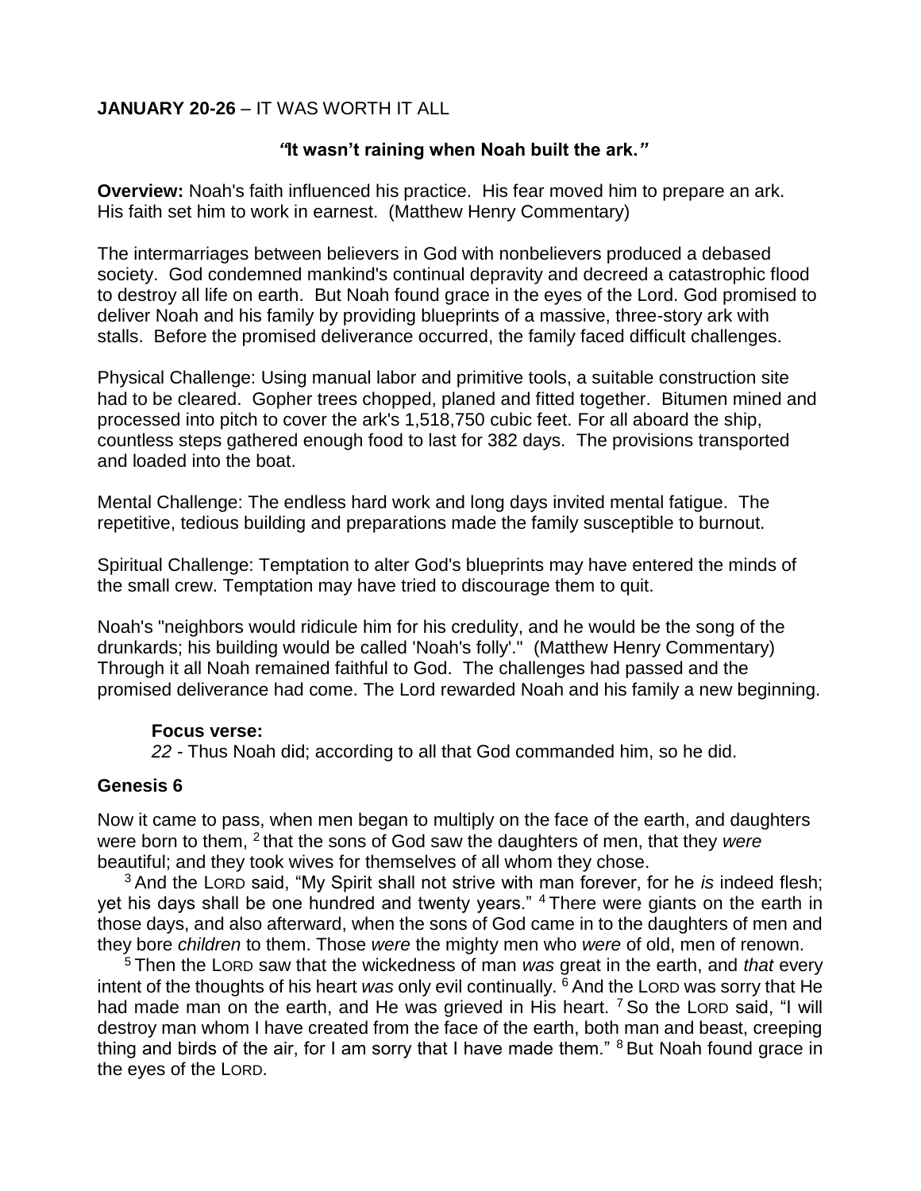**JANUARY 20-26** – IT WAS WORTH IT ALL

***"It wasn't raining when Noah built the ark."***

**Overview:** Noah's faith influenced his practice. His fear moved him to prepare an ark. His faith set him to work in earnest. (Matthew Henry Commentary)

The intermarriages between believers in God with nonbelievers produced a debased society. God condemned mankind's continual depravity and decreed a catastrophic flood to destroy all life on earth. But Noah found grace in the eyes of the Lord. God promised to deliver Noah and his family by providing blueprints of a massive, three-story ark with stalls. Before the promised deliverance occurred, the family faced difficult challenges.

Physical Challenge: Using manual labor and primitive tools, a suitable construction site had to be cleared. Gopher trees chopped, planed and fitted together. Bitumen mined and processed into pitch to cover the ark's 1,518,750 cubic feet. For all aboard the ship, countless steps gathered enough food to last for 382 days. The provisions transported and loaded into the boat.

Mental Challenge: The endless hard work and long days invited mental fatigue. The repetitive, tedious building and preparations made the family susceptible to burnout.

Spiritual Challenge: Temptation to alter God's blueprints may have entered the minds of the small crew. Temptation may have tried to discourage them to quit.

Noah's "neighbors would ridicule him for his credulity, and he would be the song of the drunkards; his building would be called 'Noah's folly'." (Matthew Henry Commentary) Through it all Noah remained faithful to God. The challenges had passed and the promised deliverance had come. The Lord rewarded Noah and his family a new beginning.

**Focus verse:**
*22* - Thus Noah did; according to all that God commanded him, so he did.

## Genesis 6

Now it came to pass, when men began to multiply on the face of the earth, and daughters were born to them, [2] that the sons of God saw the daughters of men, that they *were* beautiful; and they took wives for themselves of all whom they chose.

[3] And the LORD said, "My Spirit shall not strive with man forever, for he *is* indeed flesh; yet his days shall be one hundred and twenty years." [4] There were giants on the earth in those days, and also afterward, when the sons of God came in to the daughters of men and they bore *children* to them. Those *were* the mighty men who *were* of old, men of renown.

[5] Then the LORD saw that the wickedness of man *was* great in the earth, and *that* every intent of the thoughts of his heart *was* only evil continually. [6] And the LORD was sorry that He had made man on the earth, and He was grieved in His heart. [7] So the LORD said, "I will destroy man whom I have created from the face of the earth, both man and beast, creeping thing and birds of the air, for I am sorry that I have made them." [8] But Noah found grace in the eyes of the LORD.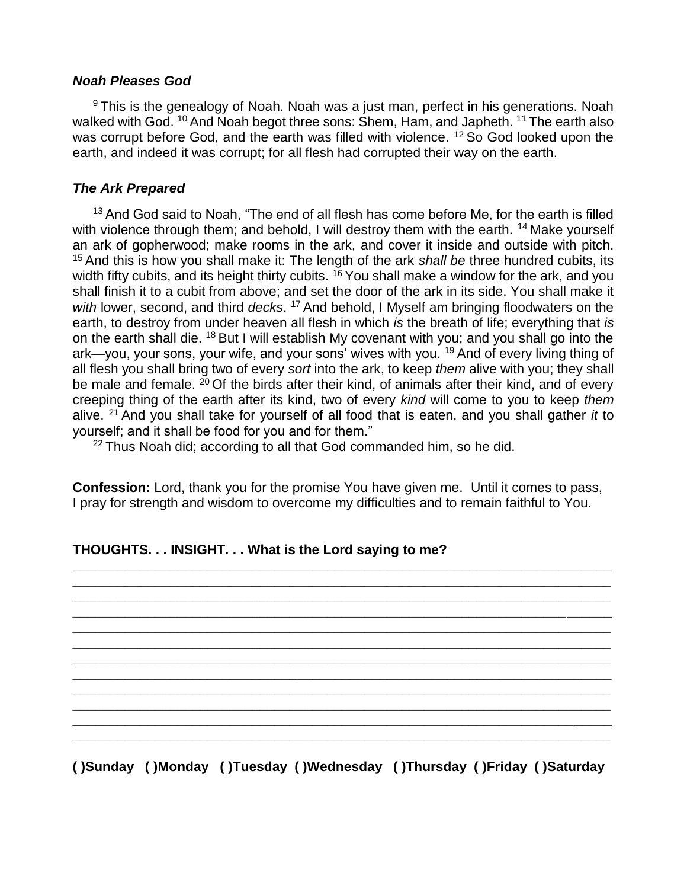### *Noah Pleases God*

[9] This is the genealogy of Noah. Noah was a just man, perfect in his generations. Noah walked with God. [10] And Noah begot three sons: Shem, Ham, and Japheth. [11] The earth also was corrupt before God, and the earth was filled with violence. [12] So God looked upon the earth, and indeed it was corrupt; for all flesh had corrupted their way on the earth.

### *The Ark Prepared*

[13] And God said to Noah, “The end of all flesh has come before Me, for the earth is filled with violence through them; and behold, I will destroy them with the earth. [14] Make yourself an ark of gopherwood; make rooms in the ark, and cover it inside and outside with pitch. [15] And this is how you shall make it: The length of the ark *shall be* three hundred cubits, its width fifty cubits, and its height thirty cubits. [16] You shall make a window for the ark, and you shall finish it to a cubit from above; and set the door of the ark in its side. You shall make it *with* lower, second, and third *decks*. [17] And behold, I Myself am bringing floodwaters on the earth, to destroy from under heaven all flesh in which *is* the breath of life; everything that *is* on the earth shall die. [18] But I will establish My covenant with you; and you shall go into the ark—you, your sons, your wife, and your sons’ wives with you. [19] And of every living thing of all flesh you shall bring two of every *sort* into the ark, to keep *them* alive with you; they shall be male and female. [20] Of the birds after their kind, of animals after their kind, and of every creeping thing of the earth after its kind, two of every *kind* will come to you to keep *them* alive. [21] And you shall take for yourself of all food that is eaten, and you shall gather *it* to yourself; and it shall be food for you and for them.”

[22] Thus Noah did; according to all that God commanded him, so he did.

**Confession:** Lord, thank you for the promise You have given me. Until it comes to pass, I pray for strength and wisdom to overcome my difficulties and to remain faithful to You.

**THOUGHTS. . . INSIGHT. . . What is the Lord saying to me?**

______________________________________________________________________________
______________________________________________________________________________
______________________________________________________________________________
______________________________________________________________________________
______________________________________________________________________________
______________________________________________________________________________
______________________________________________________________________________
______________________________________________________________________________
______________________________________________________________________________
______________________________________________________________________________
______________________________________________________________________________
______________________________________________________________________________

**( )Sunday ( )Monday ( )Tuesday ( )Wednesday ( )Thursday ( )Friday ( )Saturday**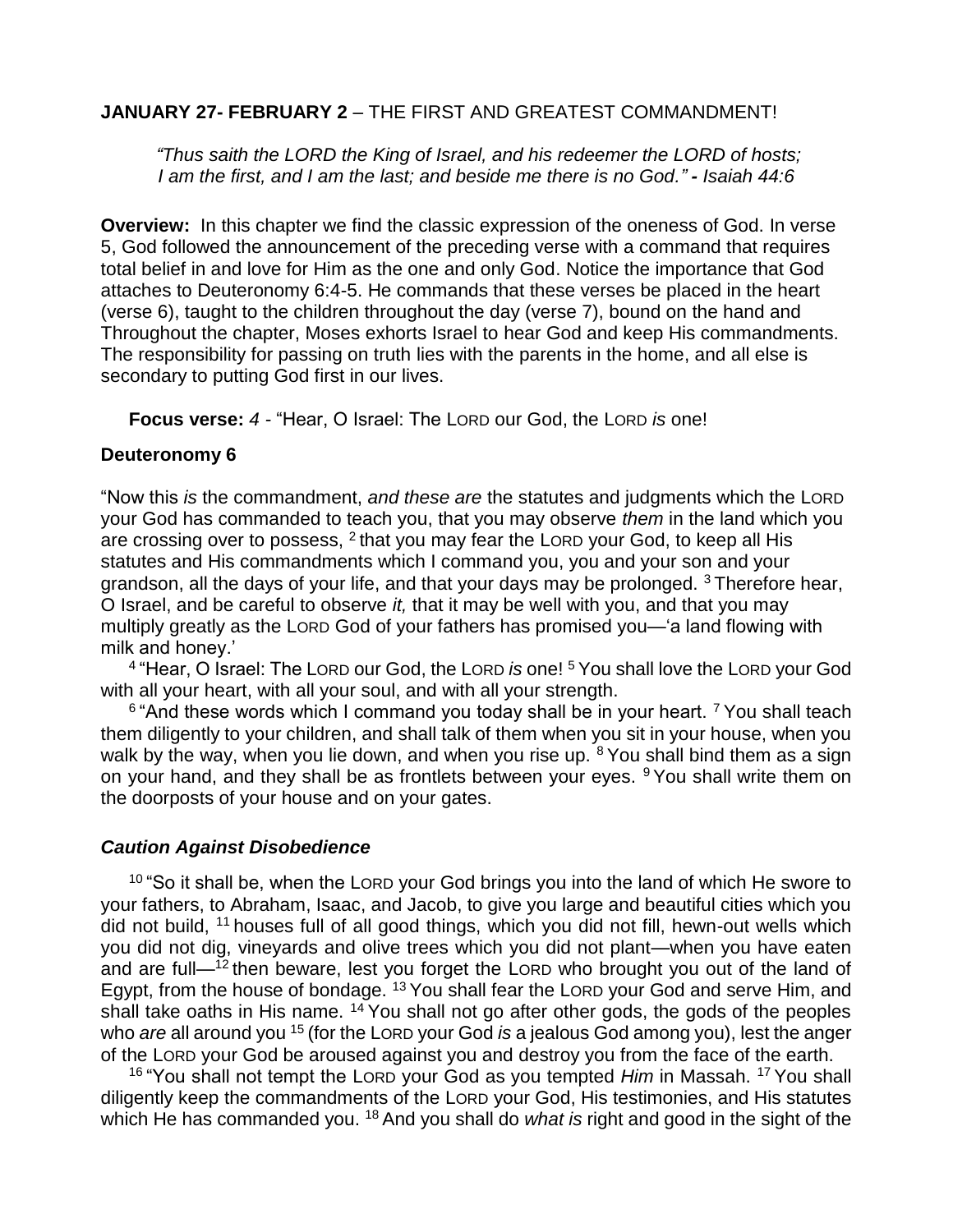**JANUARY 27- FEBRUARY 2** – THE FIRST AND GREATEST COMMANDMENT!

> *"Thus saith the LORD the King of Israel, and his redeemer the LORD of hosts; I am the first, and I am the last; and beside me there is no God." - Isaiah 44:6*

**Overview:** In this chapter we find the classic expression of the oneness of God. In verse 5, God followed the announcement of the preceding verse with a command that requires total belief in and love for Him as the one and only God. Notice the importance that God attaches to Deuteronomy 6:4-5. He commands that these verses be placed in the heart (verse 6), taught to the children throughout the day (verse 7), bound on the hand and Throughout the chapter, Moses exhorts Israel to hear God and keep His commandments. The responsibility for passing on truth lies with the parents in the home, and all else is secondary to putting God first in our lives.

**Focus verse:** *4* - "Hear, O Israel: The LORD our God, the LORD *is* one!

## Deuteronomy 6

"Now this *is* the commandment, *and these are* the statutes and judgments which the LORD your God has commanded to teach you, that you may observe *them* in the land which you are crossing over to possess, [2] that you may fear the LORD your God, to keep all His statutes and His commandments which I command you, you and your son and your grandson, all the days of your life, and that your days may be prolonged. [3] Therefore hear, O Israel, and be careful to observe *it,* that it may be well with you, and that you may multiply greatly as the LORD God of your fathers has promised you—'a land flowing with milk and honey.'

[4] "Hear, O Israel: The LORD our God, the LORD *is* one! [5] You shall love the LORD your God with all your heart, with all your soul, and with all your strength.

[6] "And these words which I command you today shall be in your heart. [7] You shall teach them diligently to your children, and shall talk of them when you sit in your house, when you walk by the way, when you lie down, and when you rise up. [8] You shall bind them as a sign on your hand, and they shall be as frontlets between your eyes. [9] You shall write them on the doorposts of your house and on your gates.

### *Caution Against Disobedience*

[10] "So it shall be, when the LORD your God brings you into the land of which He swore to your fathers, to Abraham, Isaac, and Jacob, to give you large and beautiful cities which you did not build, [11] houses full of all good things, which you did not fill, hewn-out wells which you did not dig, vineyards and olive trees which you did not plant—when you have eaten and are full—[12] then beware, lest you forget the LORD who brought you out of the land of Egypt, from the house of bondage. [13] You shall fear the LORD your God and serve Him, and shall take oaths in His name. [14] You shall not go after other gods, the gods of the peoples who *are* all around you [15] (for the LORD your God *is* a jealous God among you), lest the anger of the LORD your God be aroused against you and destroy you from the face of the earth.

[16] "You shall not tempt the LORD your God as you tempted *Him* in Massah. [17] You shall diligently keep the commandments of the LORD your God, His testimonies, and His statutes which He has commanded you. [18] And you shall do *what is* right and good in the sight of the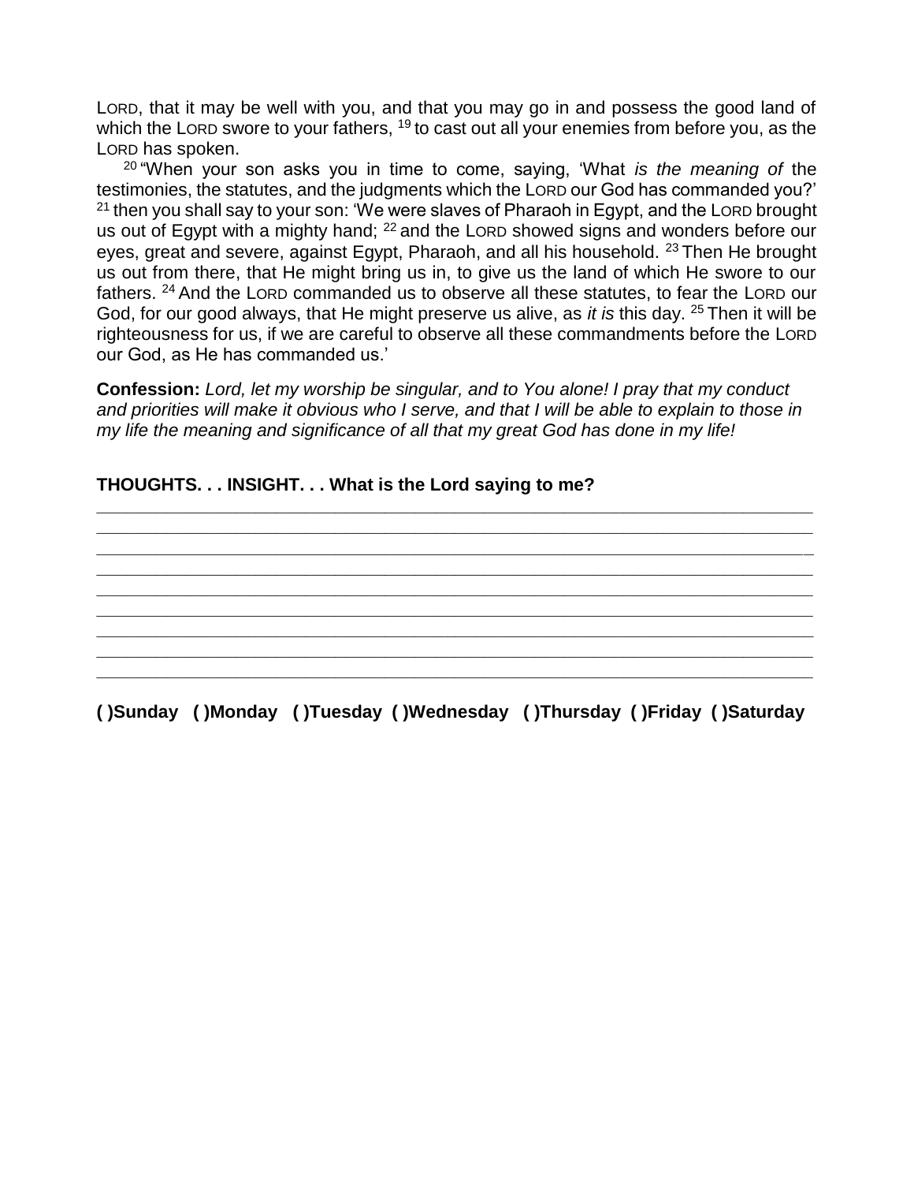LORD, that it may be well with you, and that you may go in and possess the good land of which the LORD swore to your fathers, [19] to cast out all your enemies from before you, as the LORD has spoken.

[20] "When your son asks you in time to come, saying, 'What *is the meaning of* the testimonies, the statutes, and the judgments which the LORD our God has commanded you?' [21] then you shall say to your son: 'We were slaves of Pharaoh in Egypt, and the LORD brought us out of Egypt with a mighty hand; [22] and the LORD showed signs and wonders before our eyes, great and severe, against Egypt, Pharaoh, and all his household. [23] Then He brought us out from there, that He might bring us in, to give us the land of which He swore to our fathers. [24] And the LORD commanded us to observe all these statutes, to fear the LORD our God, for our good always, that He might preserve us alive, as *it is* this day. [25] Then it will be righteousness for us, if we are careful to observe all these commandments before the LORD our God, as He has commanded us.'

**Confession:** *Lord, let my worship be singular, and to You alone! I pray that my conduct and priorities will make it obvious who I serve, and that I will be able to explain to those in my life the meaning and significance of all that my great God has done in my life!*

**THOUGHTS. . . INSIGHT. . . What is the Lord saying to me?**

______________________________________________________________________________
______________________________________________________________________________
______________________________________________________________________________
______________________________________________________________________________
______________________________________________________________________________
______________________________________________________________________________
______________________________________________________________________________
______________________________________________________________________________
______________________________________________________________________________

**( )Sunday ( )Monday ( )Tuesday ( )Wednesday ( )Thursday ( )Friday ( )Saturday**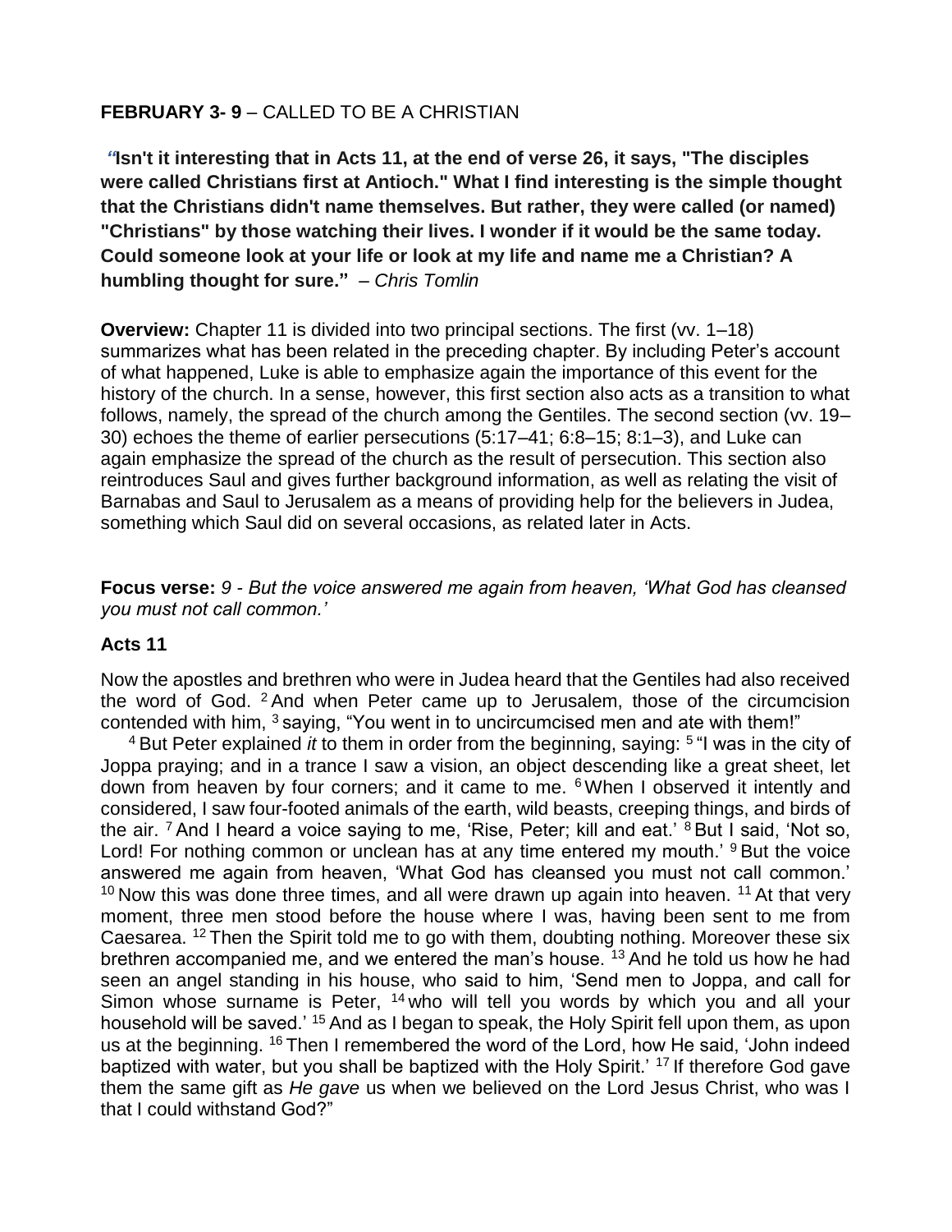**FEBRUARY 3- 9** – CALLED TO BE A CHRISTIAN

***"*Isn't it interesting that in Acts 11, at the end of verse 26, it says, "The disciples were called Christians first at Antioch." What I find interesting is the simple thought that the Christians didn't name themselves. But rather, they were called (or named) "Christians" by those watching their lives. I wonder if it would be the same today. Could someone look at your life or look at my life and name me a Christian? A humbling thought for sure."** – *Chris Tomlin*

**Overview:** Chapter 11 is divided into two principal sections. The first (vv. 1–18) summarizes what has been related in the preceding chapter. By including Peter's account of what happened, Luke is able to emphasize again the importance of this event for the history of the church. In a sense, however, this first section also acts as a transition to what follows, namely, the spread of the church among the Gentiles. The second section (vv. 19–30) echoes the theme of earlier persecutions (5:17–41; 6:8–15; 8:1–3), and Luke can again emphasize the spread of the church as the result of persecution. This section also reintroduces Saul and gives further background information, as well as relating the visit of Barnabas and Saul to Jerusalem as a means of providing help for the believers in Judea, something which Saul did on several occasions, as related later in Acts.

**Focus verse:** *9 - But the voice answered me again from heaven, 'What God has cleansed you must not call common.'*

**Acts 11**

Now the apostles and brethren who were in Judea heard that the Gentiles had also received the word of God. [2] And when Peter came up to Jerusalem, those of the circumcision contended with him, [3] saying, "You went in to uncircumcised men and ate with them!"

[4] But Peter explained *it* to them in order from the beginning, saying: [5] "I was in the city of Joppa praying; and in a trance I saw a vision, an object descending like a great sheet, let down from heaven by four corners; and it came to me. [6] When I observed it intently and considered, I saw four-footed animals of the earth, wild beasts, creeping things, and birds of the air. [7] And I heard a voice saying to me, 'Rise, Peter; kill and eat.' [8] But I said, 'Not so, Lord! For nothing common or unclean has at any time entered my mouth.' [9] But the voice answered me again from heaven, 'What God has cleansed you must not call common.' [10] Now this was done three times, and all were drawn up again into heaven. [11] At that very moment, three men stood before the house where I was, having been sent to me from Caesarea. [12] Then the Spirit told me to go with them, doubting nothing. Moreover these six brethren accompanied me, and we entered the man's house. [13] And he told us how he had seen an angel standing in his house, who said to him, 'Send men to Joppa, and call for Simon whose surname is Peter, [14] who will tell you words by which you and all your household will be saved.' [15] And as I began to speak, the Holy Spirit fell upon them, as upon us at the beginning. [16] Then I remembered the word of the Lord, how He said, 'John indeed baptized with water, but you shall be baptized with the Holy Spirit.' [17] If therefore God gave them the same gift as *He gave* us when we believed on the Lord Jesus Christ, who was I that I could withstand God?"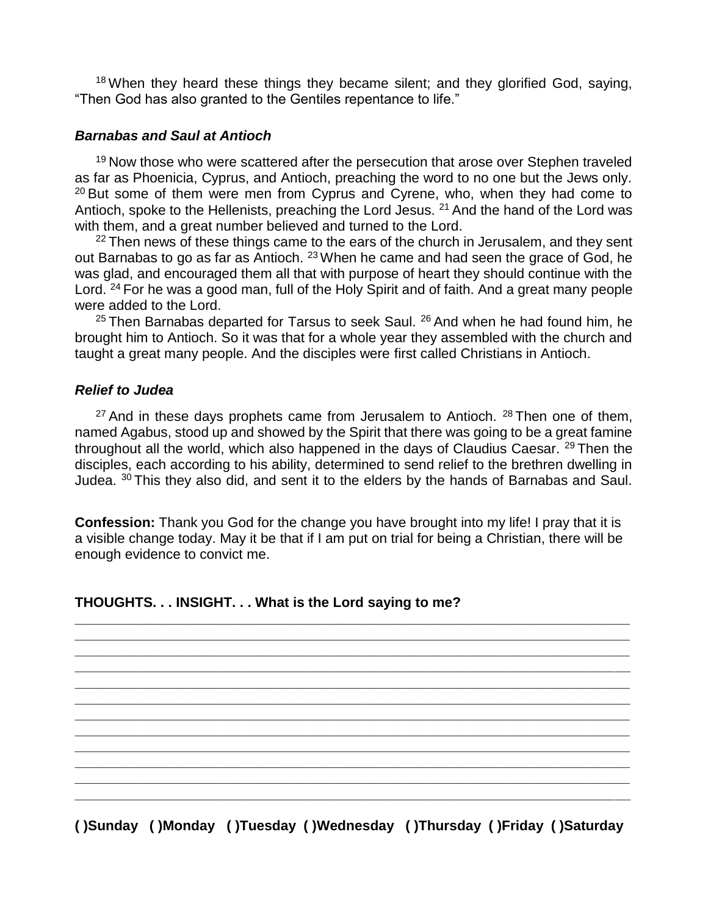[18] When they heard these things they became silent; and they glorified God, saying, "Then God has also granted to the Gentiles repentance to life."

### *Barnabas and Saul at Antioch*

[19] Now those who were scattered after the persecution that arose over Stephen traveled as far as Phoenicia, Cyprus, and Antioch, preaching the word to no one but the Jews only. [20] But some of them were men from Cyprus and Cyrene, who, when they had come to Antioch, spoke to the Hellenists, preaching the Lord Jesus. [21] And the hand of the Lord was with them, and a great number believed and turned to the Lord.

[22] Then news of these things came to the ears of the church in Jerusalem, and they sent out Barnabas to go as far as Antioch. [23] When he came and had seen the grace of God, he was glad, and encouraged them all that with purpose of heart they should continue with the Lord. [24] For he was a good man, full of the Holy Spirit and of faith. And a great many people were added to the Lord.

[25] Then Barnabas departed for Tarsus to seek Saul. [26] And when he had found him, he brought him to Antioch. So it was that for a whole year they assembled with the church and taught a great many people. And the disciples were first called Christians in Antioch.

### *Relief to Judea*

[27] And in these days prophets came from Jerusalem to Antioch. [28] Then one of them, named Agabus, stood up and showed by the Spirit that there was going to be a great famine throughout all the world, which also happened in the days of Claudius Caesar. [29] Then the disciples, each according to his ability, determined to send relief to the brethren dwelling in Judea. [30] This they also did, and sent it to the elders by the hands of Barnabas and Saul.

**Confession:** Thank you God for the change you have brought into my life! I pray that it is a visible change today. May it be that if I am put on trial for being a Christian, there will be enough evidence to convict me.

**THOUGHTS. . . INSIGHT. . . What is the Lord saying to me?**

______________________________________________________________________________
______________________________________________________________________________
______________________________________________________________________________
______________________________________________________________________________
______________________________________________________________________________
______________________________________________________________________________
______________________________________________________________________________
______________________________________________________________________________
______________________________________________________________________________
______________________________________________________________________________
______________________________________________________________________________
______________________________________________________________________________

**( )Sunday ( )Monday ( )Tuesday ( )Wednesday ( )Thursday ( )Friday ( )Saturday**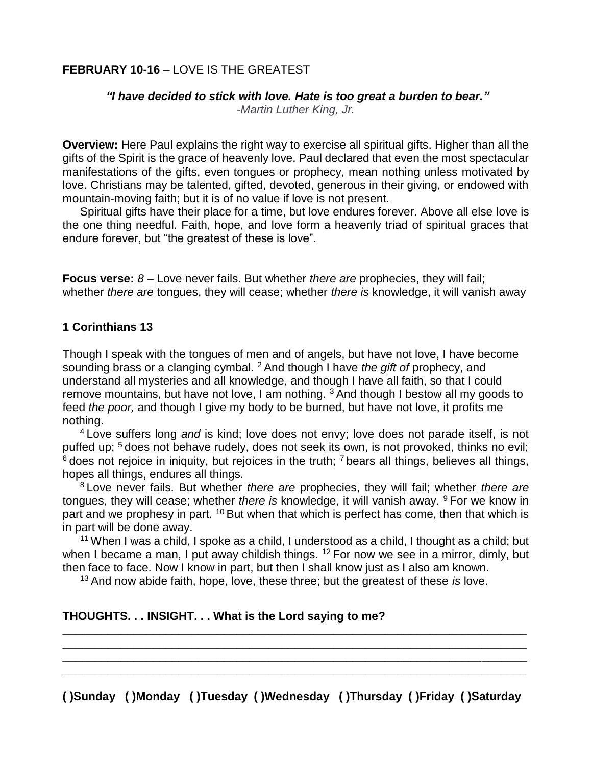**FEBRUARY 10-16** – LOVE IS THE GREATEST

***"I have decided to stick with love. Hate is too great a burden to bear."***
*-Martin Luther King, Jr.*

**Overview:** Here Paul explains the right way to exercise all spiritual gifts. Higher than all the gifts of the Spirit is the grace of heavenly love. Paul declared that even the most spectacular manifestations of the gifts, even tongues or prophecy, mean nothing unless motivated by love. Christians may be talented, gifted, devoted, generous in their giving, or endowed with mountain-moving faith; but it is of no value if love is not present.

Spiritual gifts have their place for a time, but love endures forever. Above all else love is the one thing needful. Faith, hope, and love form a heavenly triad of spiritual graces that endure forever, but "the greatest of these is love".

**Focus verse:** *8* – Love never fails. But whether *there are* prophecies, they will fail; whether *there are* tongues, they will cease; whether *there is* knowledge, it will vanish away

**1 Corinthians 13**

Though I speak with the tongues of men and of angels, but have not love, I have become sounding brass or a clanging cymbal. [2] And though I have *the gift of* prophecy, and understand all mysteries and all knowledge, and though I have all faith, so that I could remove mountains, but have not love, I am nothing. [3] And though I bestow all my goods to feed *the poor,* and though I give my body to be burned, but have not love, it profits me nothing.

[4] Love suffers long *and* is kind; love does not envy; love does not parade itself, is not puffed up; [5] does not behave rudely, does not seek its own, is not provoked, thinks no evil; [6] does not rejoice in iniquity, but rejoices in the truth; [7] bears all things, believes all things, hopes all things, endures all things.

[8] Love never fails. But whether *there are* prophecies, they will fail; whether *there are* tongues, they will cease; whether *there is* knowledge, it will vanish away. [9] For we know in part and we prophesy in part. [10] But when that which is perfect has come, then that which is in part will be done away.

[11] When I was a child, I spoke as a child, I understood as a child, I thought as a child; but when I became a man, I put away childish things. [12] For now we see in a mirror, dimly, but then face to face. Now I know in part, but then I shall know just as I also am known.

[13] And now abide faith, hope, love, these three; but the greatest of these *is* love.

**THOUGHTS. . . INSIGHT. . . What is the Lord saying to me?**

\_\_\_\_\_\_\_\_\_\_\_\_\_\_\_\_\_\_\_\_\_\_\_\_\_\_\_\_\_\_\_\_\_\_\_\_\_\_\_\_\_\_\_\_\_\_\_\_\_\_\_\_\_\_\_\_\_\_\_\_\_\_\_\_\_\_\_\_\_\_
\_\_\_\_\_\_\_\_\_\_\_\_\_\_\_\_\_\_\_\_\_\_\_\_\_\_\_\_\_\_\_\_\_\_\_\_\_\_\_\_\_\_\_\_\_\_\_\_\_\_\_\_\_\_\_\_\_\_\_\_\_\_\_\_\_\_\_\_\_\_
\_\_\_\_\_\_\_\_\_\_\_\_\_\_\_\_\_\_\_\_\_\_\_\_\_\_\_\_\_\_\_\_\_\_\_\_\_\_\_\_\_\_\_\_\_\_\_\_\_\_\_\_\_\_\_\_\_\_\_\_\_\_\_\_\_\_\_\_\_\_
\_\_\_\_\_\_\_\_\_\_\_\_\_\_\_\_\_\_\_\_\_\_\_\_\_\_\_\_\_\_\_\_\_\_\_\_\_\_\_\_\_\_\_\_\_\_\_\_\_\_\_\_\_\_\_\_\_\_\_\_\_\_\_\_\_\_\_\_\_\_

**( )Sunday ( )Monday ( )Tuesday ( )Wednesday ( )Thursday ( )Friday ( )Saturday**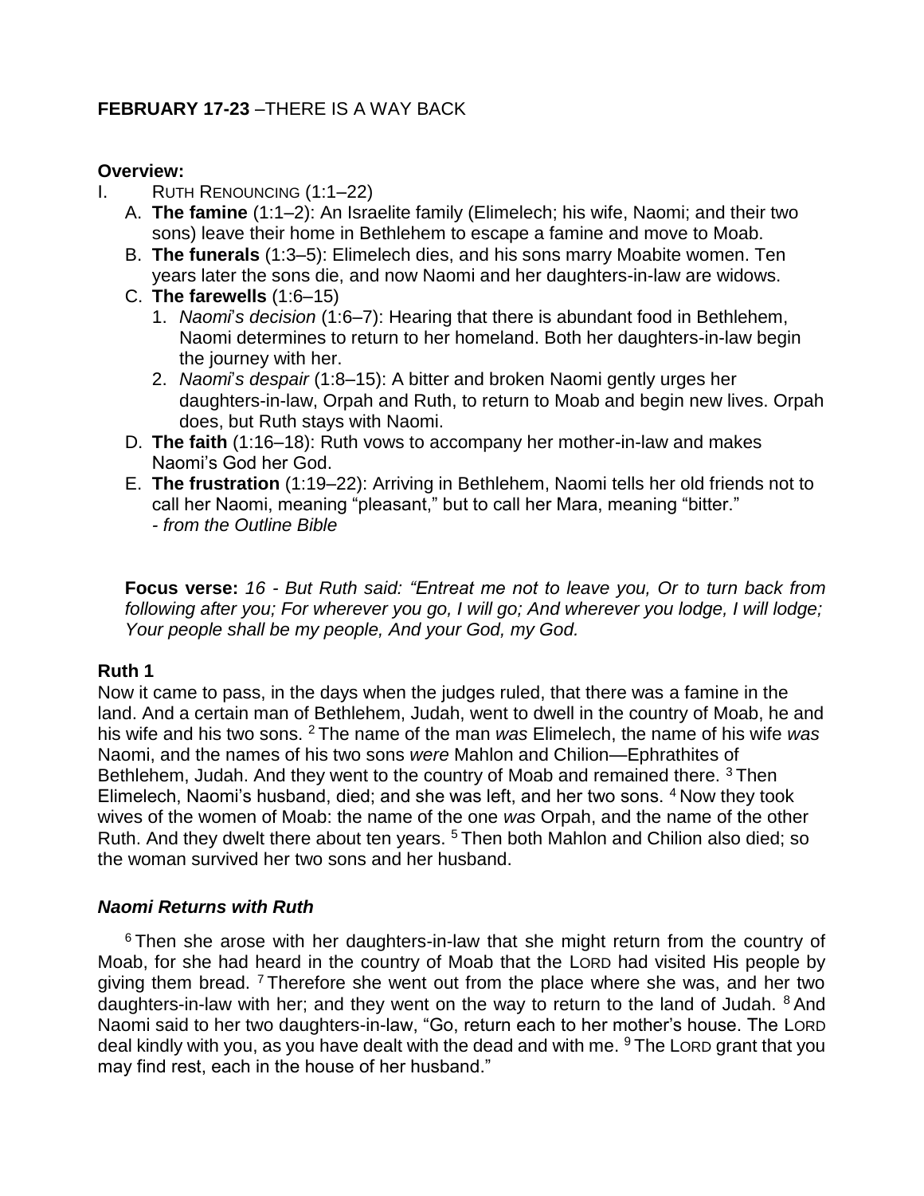**FEBRUARY 17-23** –THERE IS A WAY BACK

**Overview:**

I. RUTH RENOUNCING (1:1–22)
   - A. **The famine** (1:1–2): An Israelite family (Elimelech; his wife, Naomi; and their two sons) leave their home in Bethlehem to escape a famine and move to Moab.
   - B. **The funerals** (1:3–5): Elimelech dies, and his sons marry Moabite women. Ten years later the sons die, and now Naomi and her daughters-in-law are widows.
   - C. **The farewells** (1:6–15)
     1. *Naomi's decision* (1:6–7): Hearing that there is abundant food in Bethlehem, Naomi determines to return to her homeland. Both her daughters-in-law begin the journey with her.
     2. *Naomi's despair* (1:8–15): A bitter and broken Naomi gently urges her daughters-in-law, Orpah and Ruth, to return to Moab and begin new lives. Orpah does, but Ruth stays with Naomi.
   - D. **The faith** (1:16–18): Ruth vows to accompany her mother-in-law and makes Naomi's God her God.
   - E. **The frustration** (1:19–22): Arriving in Bethlehem, Naomi tells her old friends not to call her Naomi, meaning "pleasant," but to call her Mara, meaning "bitter."  
     *- from the Outline Bible*

**Focus verse:** *16 - But Ruth said: "Entreat me not to leave you, Or to turn back from following after you; For wherever you go, I will go; And wherever you lodge, I will lodge; Your people shall be my people, And your God, my God.*

**Ruth 1**

Now it came to pass, in the days when the judges ruled, that there was a famine in the land. And a certain man of Bethlehem, Judah, went to dwell in the country of Moab, he and his wife and his two sons. [2] The name of the man *was* Elimelech, the name of his wife *was* Naomi, and the names of his two sons *were* Mahlon and Chilion—Ephrathites of Bethlehem, Judah. And they went to the country of Moab and remained there. [3] Then Elimelech, Naomi's husband, died; and she was left, and her two sons. [4] Now they took wives of the women of Moab: the name of the one *was* Orpah, and the name of the other Ruth. And they dwelt there about ten years. [5] Then both Mahlon and Chilion also died; so the woman survived her two sons and her husband.

***Naomi Returns with Ruth***

[6] Then she arose with her daughters-in-law that she might return from the country of Moab, for she had heard in the country of Moab that the LORD had visited His people by giving them bread. [7] Therefore she went out from the place where she was, and her two daughters-in-law with her; and they went on the way to return to the land of Judah. [8] And Naomi said to her two daughters-in-law, "Go, return each to her mother's house. The LORD deal kindly with you, as you have dealt with the dead and with me. [9] The LORD grant that you may find rest, each in the house of her husband."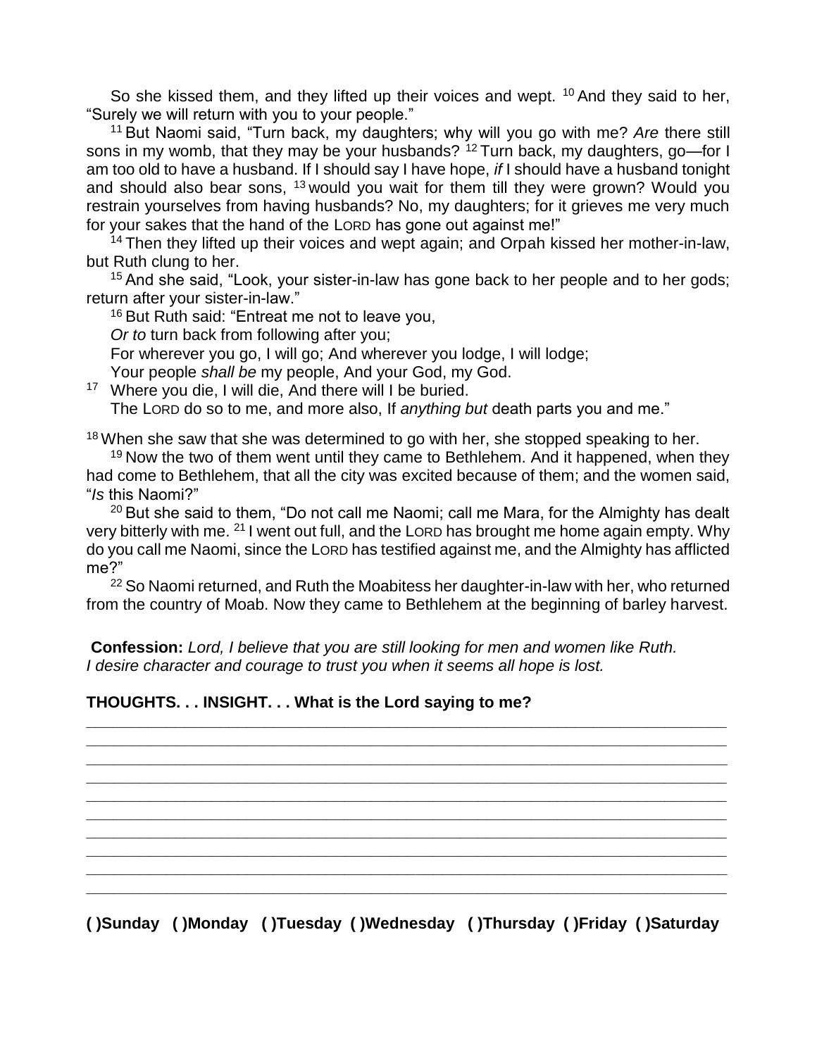So she kissed them, and they lifted up their voices and wept. [10] And they said to her, "Surely we will return with you to your people."

[11] But Naomi said, "Turn back, my daughters; why will you go with me? *Are* there still sons in my womb, that they may be your husbands? [12] Turn back, my daughters, go—for I am too old to have a husband. If I should say I have hope, *if* I should have a husband tonight and should also bear sons, [13] would you wait for them till they were grown? Would you restrain yourselves from having husbands? No, my daughters; for it grieves me very much for your sakes that the hand of the LORD has gone out against me!"

[14] Then they lifted up their voices and wept again; and Orpah kissed her mother-in-law, but Ruth clung to her.

[15] And she said, "Look, your sister-in-law has gone back to her people and to her gods; return after your sister-in-law."

[16] But Ruth said: "Entreat me not to leave you,
*Or to* turn back from following after you;
For wherever you go, I will go; And wherever you lodge, I will lodge;
Your people *shall be* my people, And your God, my God.

[17] Where you die, I will die, And there will I be buried.
The LORD do so to me, and more also, If *anything but* death parts you and me."

[18] When she saw that she was determined to go with her, she stopped speaking to her.

[19] Now the two of them went until they came to Bethlehem. And it happened, when they had come to Bethlehem, that all the city was excited because of them; and the women said, "*Is* this Naomi?"

[20] But she said to them, "Do not call me Naomi; call me Mara, for the Almighty has dealt very bitterly with me. [21] I went out full, and the LORD has brought me home again empty. Why do you call me Naomi, since the LORD has testified against me, and the Almighty has afflicted me?"

[22] So Naomi returned, and Ruth the Moabitess her daughter-in-law with her, who returned from the country of Moab. Now they came to Bethlehem at the beginning of barley harvest.

**Confession:** *Lord, I believe that you are still looking for men and women like Ruth. I desire character and courage to trust you when it seems all hope is lost.*

**THOUGHTS. . . INSIGHT. . . What is the Lord saying to me?**

______________________________________________________________________________
______________________________________________________________________________
______________________________________________________________________________
______________________________________________________________________________
______________________________________________________________________________
______________________________________________________________________________
______________________________________________________________________________
______________________________________________________________________________
______________________________________________________________________________
______________________________________________________________________________

**( )Sunday ( )Monday ( )Tuesday ( )Wednesday ( )Thursday ( )Friday ( )Saturday**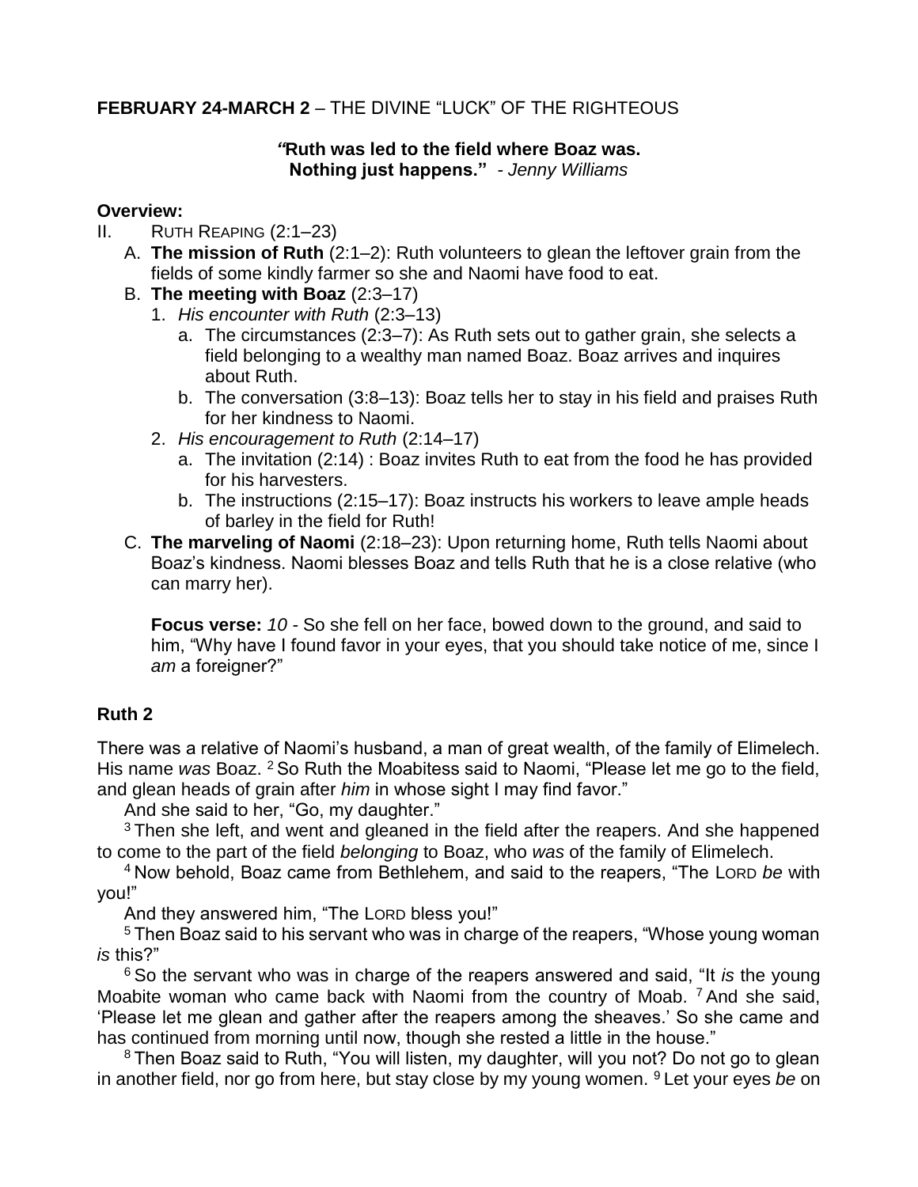**FEBRUARY 24-MARCH 2** – THE DIVINE "LUCK" OF THE RIGHTEOUS

**"Ruth was led to the field where Boaz was.**
**Nothing just happens."** - *Jenny Williams*

**Overview:**

II. RUTH REAPING (2:1–23)
   - A. **The mission of Ruth** (2:1–2): Ruth volunteers to glean the leftover grain from the fields of some kindly farmer so she and Naomi have food to eat.
   - B. **The meeting with Boaz** (2:3–17)
     1. *His encounter with Ruth* (2:3–13)
        - a. The circumstances (2:3–7): As Ruth sets out to gather grain, she selects a field belonging to a wealthy man named Boaz. Boaz arrives and inquires about Ruth.
        - b. The conversation (3:8–13): Boaz tells her to stay in his field and praises Ruth for her kindness to Naomi.
     2. *His encouragement to Ruth* (2:14–17)
        - a. The invitation (2:14) : Boaz invites Ruth to eat from the food he has provided for his harvesters.
        - b. The instructions (2:15–17): Boaz instructs his workers to leave ample heads of barley in the field for Ruth!
   - C. **The marveling of Naomi** (2:18–23): Upon returning home, Ruth tells Naomi about Boaz's kindness. Naomi blesses Boaz and tells Ruth that he is a close relative (who can marry her).

**Focus verse:** *10* - So she fell on her face, bowed down to the ground, and said to him, "Why have I found favor in your eyes, that you should take notice of me, since I *am* a foreigner?"

## Ruth 2

There was a relative of Naomi's husband, a man of great wealth, of the family of Elimelech. His name *was* Boaz. [2] So Ruth the Moabitess said to Naomi, "Please let me go to the field, and glean heads of grain after *him* in whose sight I may find favor."

And she said to her, "Go, my daughter."

[3] Then she left, and went and gleaned in the field after the reapers. And she happened to come to the part of the field *belonging* to Boaz, who *was* of the family of Elimelech.

[4] Now behold, Boaz came from Bethlehem, and said to the reapers, "The LORD *be* with you!"

And they answered him, "The LORD bless you!"

[5] Then Boaz said to his servant who was in charge of the reapers, "Whose young woman *is* this?"

[6] So the servant who was in charge of the reapers answered and said, "It *is* the young Moabite woman who came back with Naomi from the country of Moab. [7] And she said, 'Please let me glean and gather after the reapers among the sheaves.' So she came and has continued from morning until now, though she rested a little in the house."

[8] Then Boaz said to Ruth, "You will listen, my daughter, will you not? Do not go to glean in another field, nor go from here, but stay close by my young women. [9] Let your eyes *be* on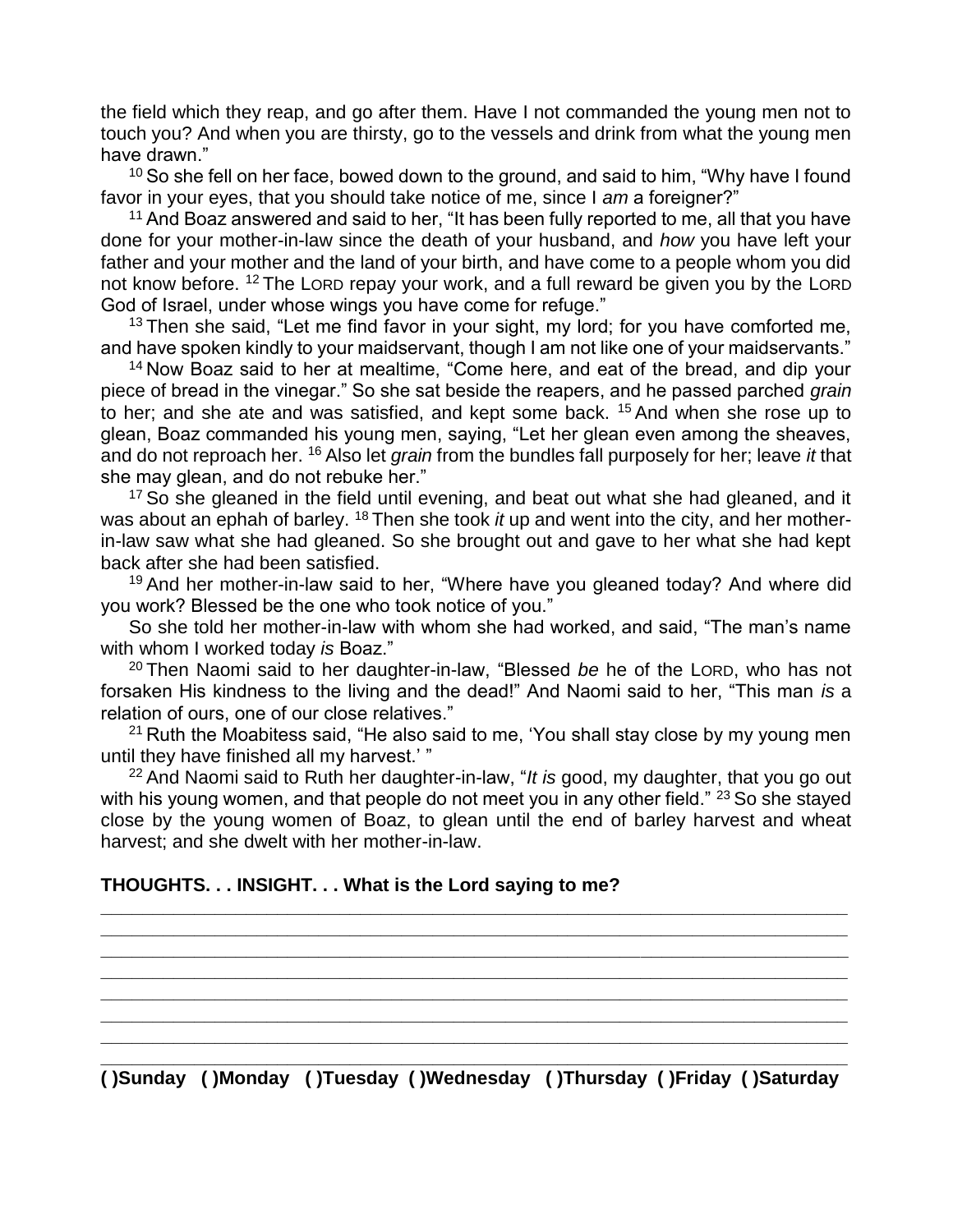the field which they reap, and go after them. Have I not commanded the young men not to touch you? And when you are thirsty, go to the vessels and drink from what the young men have drawn."

[10] So she fell on her face, bowed down to the ground, and said to him, "Why have I found favor in your eyes, that you should take notice of me, since I *am* a foreigner?"

[11] And Boaz answered and said to her, "It has been fully reported to me, all that you have done for your mother-in-law since the death of your husband, and *how* you have left your father and your mother and the land of your birth, and have come to a people whom you did not know before. [12] The LORD repay your work, and a full reward be given you by the LORD God of Israel, under whose wings you have come for refuge."

[13] Then she said, "Let me find favor in your sight, my lord; for you have comforted me, and have spoken kindly to your maidservant, though I am not like one of your maidservants."

[14] Now Boaz said to her at mealtime, "Come here, and eat of the bread, and dip your piece of bread in the vinegar." So she sat beside the reapers, and he passed parched *grain* to her; and she ate and was satisfied, and kept some back. [15] And when she rose up to glean, Boaz commanded his young men, saying, "Let her glean even among the sheaves, and do not reproach her. [16] Also let *grain* from the bundles fall purposely for her; leave *it* that she may glean, and do not rebuke her."

[17] So she gleaned in the field until evening, and beat out what she had gleaned, and it was about an ephah of barley. [18] Then she took *it* up and went into the city, and her mother-in-law saw what she had gleaned. So she brought out and gave to her what she had kept back after she had been satisfied.

[19] And her mother-in-law said to her, "Where have you gleaned today? And where did you work? Blessed be the one who took notice of you."

So she told her mother-in-law with whom she had worked, and said, "The man's name with whom I worked today *is* Boaz."

[20] Then Naomi said to her daughter-in-law, "Blessed *be* he of the LORD, who has not forsaken His kindness to the living and the dead!" And Naomi said to her, "This man *is* a relation of ours, one of our close relatives."

[21] Ruth the Moabitess said, "He also said to me, 'You shall stay close by my young men until they have finished all my harvest.' "

[22] And Naomi said to Ruth her daughter-in-law, "*It is* good, my daughter, that you go out with his young women, and that people do not meet you in any other field." [23] So she stayed close by the young women of Boaz, to glean until the end of barley harvest and wheat harvest; and she dwelt with her mother-in-law.

**THOUGHTS. . . INSIGHT. . . What is the Lord saying to me?**

\_\_\_\_\_\_\_\_\_\_\_\_\_\_\_\_\_\_\_\_\_\_\_\_\_\_\_\_\_\_\_\_\_\_\_\_\_\_\_\_\_\_\_\_\_\_\_\_\_\_\_\_\_\_\_\_\_\_\_\_\_\_\_\_\_\_\_\_\_\_\_\_
\_\_\_\_\_\_\_\_\_\_\_\_\_\_\_\_\_\_\_\_\_\_\_\_\_\_\_\_\_\_\_\_\_\_\_\_\_\_\_\_\_\_\_\_\_\_\_\_\_\_\_\_\_\_\_\_\_\_\_\_\_\_\_\_\_\_\_\_\_\_\_\_
\_\_\_\_\_\_\_\_\_\_\_\_\_\_\_\_\_\_\_\_\_\_\_\_\_\_\_\_\_\_\_\_\_\_\_\_\_\_\_\_\_\_\_\_\_\_\_\_\_\_\_\_\_\_\_\_\_\_\_\_\_\_\_\_\_\_\_\_\_\_\_\_
\_\_\_\_\_\_\_\_\_\_\_\_\_\_\_\_\_\_\_\_\_\_\_\_\_\_\_\_\_\_\_\_\_\_\_\_\_\_\_\_\_\_\_\_\_\_\_\_\_\_\_\_\_\_\_\_\_\_\_\_\_\_\_\_\_\_\_\_\_\_\_\_
\_\_\_\_\_\_\_\_\_\_\_\_\_\_\_\_\_\_\_\_\_\_\_\_\_\_\_\_\_\_\_\_\_\_\_\_\_\_\_\_\_\_\_\_\_\_\_\_\_\_\_\_\_\_\_\_\_\_\_\_\_\_\_\_\_\_\_\_\_\_\_\_
\_\_\_\_\_\_\_\_\_\_\_\_\_\_\_\_\_\_\_\_\_\_\_\_\_\_\_\_\_\_\_\_\_\_\_\_\_\_\_\_\_\_\_\_\_\_\_\_\_\_\_\_\_\_\_\_\_\_\_\_\_\_\_\_\_\_\_\_\_\_\_\_
\_\_\_\_\_\_\_\_\_\_\_\_\_\_\_\_\_\_\_\_\_\_\_\_\_\_\_\_\_\_\_\_\_\_\_\_\_\_\_\_\_\_\_\_\_\_\_\_\_\_\_\_\_\_\_\_\_\_\_\_\_\_\_\_\_\_\_\_\_\_\_\_
\_\_\_\_\_\_\_\_\_\_\_\_\_\_\_\_\_\_\_\_\_\_\_\_\_\_\_\_\_\_\_\_\_\_\_\_\_\_\_\_\_\_\_\_\_\_\_\_\_\_\_\_\_\_\_\_\_\_\_\_\_\_\_\_\_\_\_\_\_\_\_\_

**( )Sunday ( )Monday ( )Tuesday ( )Wednesday ( )Thursday ( )Friday ( )Saturday**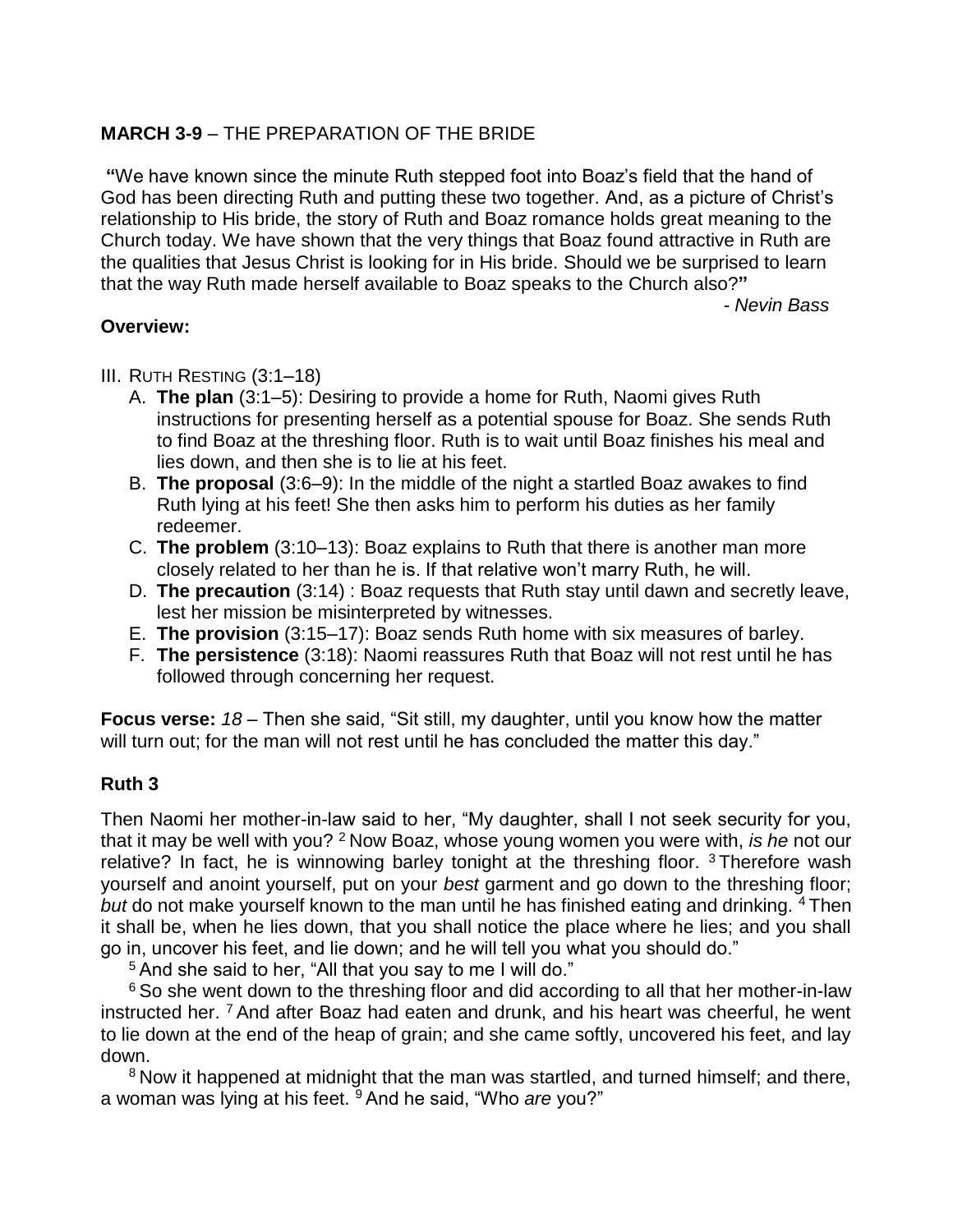**MARCH 3-9** – THE PREPARATION OF THE BRIDE

**"**We have known since the minute Ruth stepped foot into Boaz's field that the hand of God has been directing Ruth and putting these two together. And, as a picture of Christ's relationship to His bride, the story of Ruth and Boaz romance holds great meaning to the Church today. We have shown that the very things that Boaz found attractive in Ruth are the qualities that Jesus Christ is looking for in His bride. Should we be surprised to learn that the way Ruth made herself available to Boaz speaks to the Church also?**"**

*- Nevin Bass*

**Overview:**

III. RUTH RESTING (3:1–18)

A. **The plan** (3:1–5): Desiring to provide a home for Ruth, Naomi gives Ruth instructions for presenting herself as a potential spouse for Boaz. She sends Ruth to find Boaz at the threshing floor. Ruth is to wait until Boaz finishes his meal and lies down, and then she is to lie at his feet.

B. **The proposal** (3:6–9): In the middle of the night a startled Boaz awakes to find Ruth lying at his feet! She then asks him to perform his duties as her family redeemer.

C. **The problem** (3:10–13): Boaz explains to Ruth that there is another man more closely related to her than he is. If that relative won't marry Ruth, he will.

D. **The precaution** (3:14) : Boaz requests that Ruth stay until dawn and secretly leave, lest her mission be misinterpreted by witnesses.

E. **The provision** (3:15–17): Boaz sends Ruth home with six measures of barley.

F. **The persistence** (3:18): Naomi reassures Ruth that Boaz will not rest until he has followed through concerning her request.

**Focus verse:** *18* – Then she said, "Sit still, my daughter, until you know how the matter will turn out; for the man will not rest until he has concluded the matter this day."

**Ruth 3**

Then Naomi her mother-in-law said to her, "My daughter, shall I not seek security for you, that it may be well with you? [2] Now Boaz, whose young women you were with, *is he* not our relative? In fact, he is winnowing barley tonight at the threshing floor. [3] Therefore wash yourself and anoint yourself, put on your *best* garment and go down to the threshing floor; *but* do not make yourself known to the man until he has finished eating and drinking. [4] Then it shall be, when he lies down, that you shall notice the place where he lies; and you shall go in, uncover his feet, and lie down; and he will tell you what you should do."

[5] And she said to her, "All that you say to me I will do."

[6] So she went down to the threshing floor and did according to all that her mother-in-law instructed her. [7] And after Boaz had eaten and drunk, and his heart was cheerful, he went to lie down at the end of the heap of grain; and she came softly, uncovered his feet, and lay down.

[8] Now it happened at midnight that the man was startled, and turned himself; and there, a woman was lying at his feet. [9] And he said, "Who *are* you?"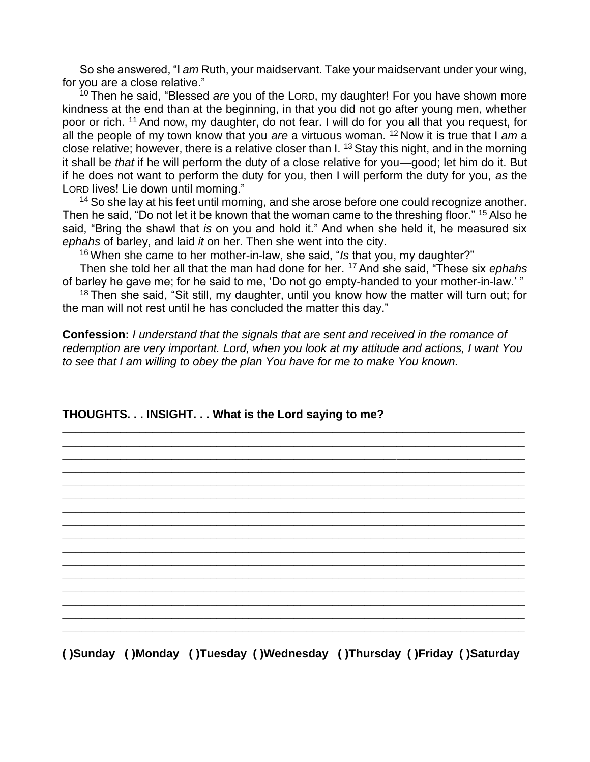So she answered, "I *am* Ruth, your maidservant. Take your maidservant under your wing, for you are a close relative."

[10] Then he said, "Blessed *are* you of the LORD, my daughter! For you have shown more kindness at the end than at the beginning, in that you did not go after young men, whether poor or rich. [11] And now, my daughter, do not fear. I will do for you all that you request, for all the people of my town know that you *are* a virtuous woman. [12] Now it is true that I *am* a close relative; however, there is a relative closer than I. [13] Stay this night, and in the morning it shall be *that* if he will perform the duty of a close relative for you—good; let him do it. But if he does not want to perform the duty for you, then I will perform the duty for you, *as* the LORD lives! Lie down until morning."

[14] So she lay at his feet until morning, and she arose before one could recognize another. Then he said, "Do not let it be known that the woman came to the threshing floor." [15] Also he said, "Bring the shawl that *is* on you and hold it." And when she held it, he measured six *ephahs* of barley, and laid *it* on her. Then she went into the city.

[16] When she came to her mother-in-law, she said, "*Is* that you, my daughter?"

Then she told her all that the man had done for her. [17] And she said, "These six *ephahs* of barley he gave me; for he said to me, 'Do not go empty-handed to your mother-in-law.' "

[18] Then she said, "Sit still, my daughter, until you know how the matter will turn out; for the man will not rest until he has concluded the matter this day."

**Confession:** *I understand that the signals that are sent and received in the romance of redemption are very important. Lord, when you look at my attitude and actions, I want You to see that I am willing to obey the plan You have for me to make You known.*

**THOUGHTS. . . INSIGHT. . . What is the Lord saying to me?**

________________________________________________________________________________
________________________________________________________________________________
________________________________________________________________________________
________________________________________________________________________________
________________________________________________________________________________
________________________________________________________________________________
________________________________________________________________________________
________________________________________________________________________________
________________________________________________________________________________
________________________________________________________________________________
________________________________________________________________________________
________________________________________________________________________________
________________________________________________________________________________
________________________________________________________________________________
________________________________________________________________________________
________________________________________________________________________________

**( )Sunday ( )Monday ( )Tuesday ( )Wednesday ( )Thursday ( )Friday ( )Saturday**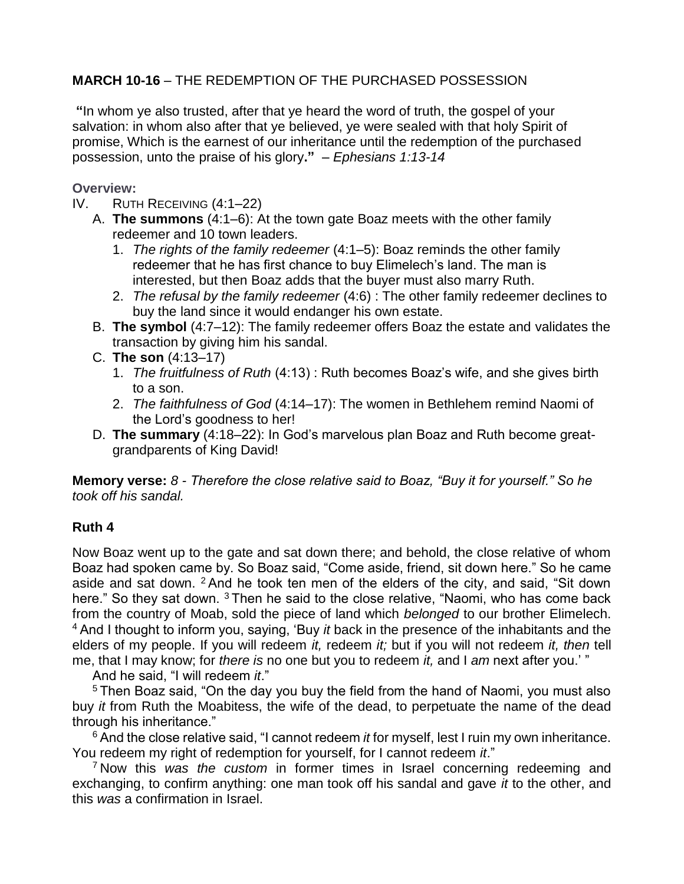**MARCH 10-16** – THE REDEMPTION OF THE PURCHASED POSSESSION

**"**In whom ye also trusted, after that ye heard the word of truth, the gospel of your salvation: in whom also after that ye believed, ye were sealed with that holy Spirit of promise, Which is the earnest of our inheritance until the redemption of the purchased possession, unto the praise of his glory**."** – *Ephesians 1:13-14*

**Overview:**

IV. RUTH RECEIVING (4:1–22)

A. **The summons** (4:1–6): At the town gate Boaz meets with the other family redeemer and 10 town leaders.
   1. *The rights of the family redeemer* (4:1–5): Boaz reminds the other family redeemer that he has first chance to buy Elimelech's land. The man is interested, but then Boaz adds that the buyer must also marry Ruth.
   2. *The refusal by the family redeemer* (4:6) : The other family redeemer declines to buy the land since it would endanger his own estate.

B. **The symbol** (4:7–12): The family redeemer offers Boaz the estate and validates the transaction by giving him his sandal.

C. **The son** (4:13–17)
   1. *The fruitfulness of Ruth* (4:13) : Ruth becomes Boaz's wife, and she gives birth to a son.
   2. *The faithfulness of God* (4:14–17): The women in Bethlehem remind Naomi of the Lord's goodness to her!

D. **The summary** (4:18–22): In God's marvelous plan Boaz and Ruth become great-grandparents of King David!

**Memory verse:** *8 - Therefore the close relative said to Boaz, "Buy it for yourself." So he took off his sandal.*

**Ruth 4**

Now Boaz went up to the gate and sat down there; and behold, the close relative of whom Boaz had spoken came by. So Boaz said, "Come aside, friend, sit down here." So he came aside and sat down. [2] And he took ten men of the elders of the city, and said, "Sit down here." So they sat down. [3] Then he said to the close relative, "Naomi, who has come back from the country of Moab, sold the piece of land which *belonged* to our brother Elimelech. [4] And I thought to inform you, saying, 'Buy *it* back in the presence of the inhabitants and the elders of my people. If you will redeem *it,* redeem *it;* but if you will not redeem *it, then* tell me, that I may know; for *there is* no one but you to redeem *it,* and I *am* next after you.' "

And he said, "I will redeem *it*."

[5] Then Boaz said, "On the day you buy the field from the hand of Naomi, you must also buy *it* from Ruth the Moabitess, the wife of the dead, to perpetuate the name of the dead through his inheritance."

[6] And the close relative said, "I cannot redeem *it* for myself, lest I ruin my own inheritance. You redeem my right of redemption for yourself, for I cannot redeem *it*."

[7] Now this *was the custom* in former times in Israel concerning redeeming and exchanging, to confirm anything: one man took off his sandal and gave *it* to the other, and this *was* a confirmation in Israel.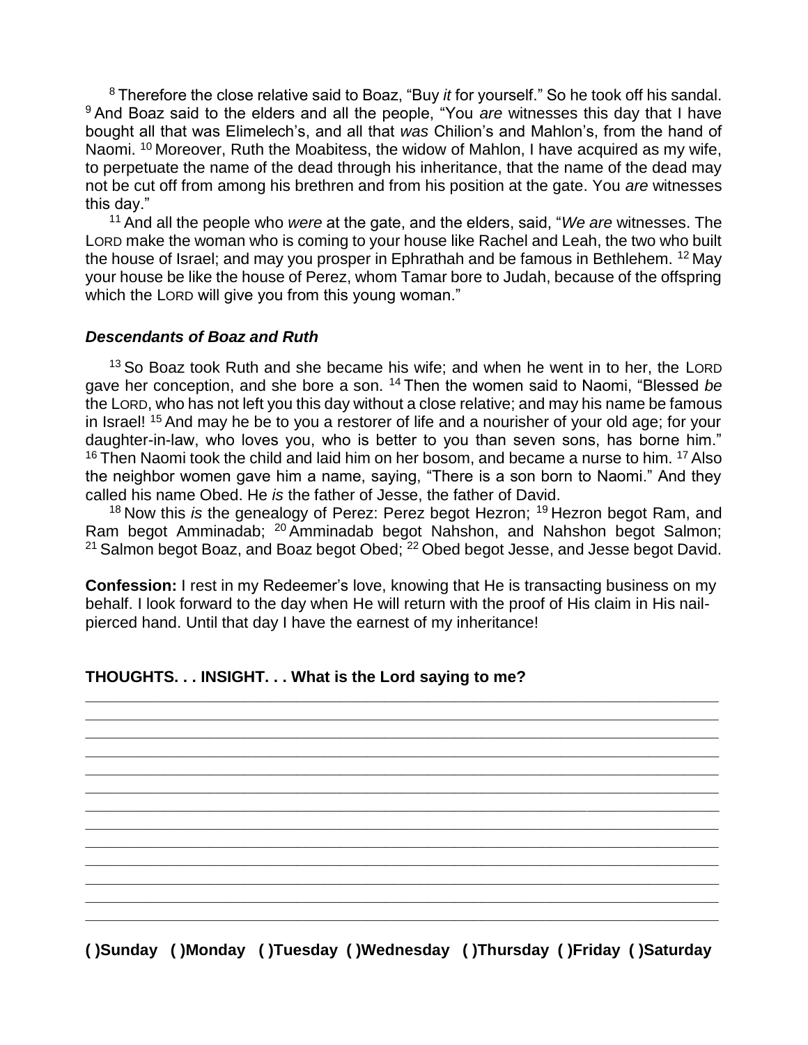[8] Therefore the close relative said to Boaz, "Buy *it* for yourself." So he took off his sandal. [9] And Boaz said to the elders and all the people, "You *are* witnesses this day that I have bought all that was Elimelech's, and all that *was* Chilion's and Mahlon's, from the hand of Naomi. [10] Moreover, Ruth the Moabitess, the widow of Mahlon, I have acquired as my wife, to perpetuate the name of the dead through his inheritance, that the name of the dead may not be cut off from among his brethren and from his position at the gate. You *are* witnesses this day."

[11] And all the people who *were* at the gate, and the elders, said, "*We are* witnesses. The LORD make the woman who is coming to your house like Rachel and Leah, the two who built the house of Israel; and may you prosper in Ephrathah and be famous in Bethlehem. [12] May your house be like the house of Perez, whom Tamar bore to Judah, because of the offspring which the LORD will give you from this young woman."

### ***Descendants of Boaz and Ruth***

[13] So Boaz took Ruth and she became his wife; and when he went in to her, the LORD gave her conception, and she bore a son. [14] Then the women said to Naomi, "Blessed *be* the LORD, who has not left you this day without a close relative; and may his name be famous in Israel! [15] And may he be to you a restorer of life and a nourisher of your old age; for your daughter-in-law, who loves you, who is better to you than seven sons, has borne him." [16] Then Naomi took the child and laid him on her bosom, and became a nurse to him. [17] Also the neighbor women gave him a name, saying, "There is a son born to Naomi." And they called his name Obed. He *is* the father of Jesse, the father of David.

[18] Now this *is* the genealogy of Perez: Perez begot Hezron; [19] Hezron begot Ram, and Ram begot Amminadab; [20] Amminadab begot Nahshon, and Nahshon begot Salmon; [21] Salmon begot Boaz, and Boaz begot Obed; [22] Obed begot Jesse, and Jesse begot David.

**Confession:** I rest in my Redeemer's love, knowing that He is transacting business on my behalf. I look forward to the day when He will return with the proof of His claim in His nail-pierced hand. Until that day I have the earnest of my inheritance!

**THOUGHTS. . . INSIGHT. . . What is the Lord saying to me?**

______________________________________________________________________________
______________________________________________________________________________
______________________________________________________________________________
______________________________________________________________________________
______________________________________________________________________________
______________________________________________________________________________
______________________________________________________________________________
______________________________________________________________________________
______________________________________________________________________________
______________________________________________________________________________
______________________________________________________________________________
______________________________________________________________________________
______________________________________________________________________________

**( )Sunday ( )Monday ( )Tuesday ( )Wednesday ( )Thursday ( )Friday ( )Saturday**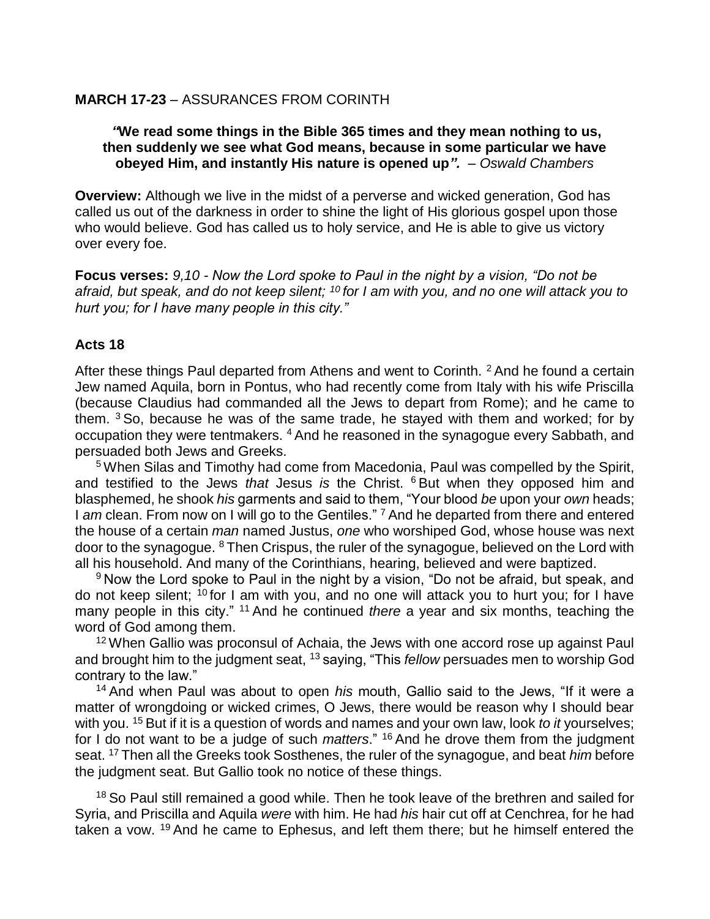**MARCH 17-23** – ASSURANCES FROM CORINTH

> ***"We read some things in the Bible 365 times and they mean nothing to us, then suddenly we see what God means, because in some particular we have obeyed Him, and instantly His nature is opened up".*** *– Oswald Chambers*

**Overview:** Although we live in the midst of a perverse and wicked generation, God has called us out of the darkness in order to shine the light of His glorious gospel upon those who would believe. God has called us to holy service, and He is able to give us victory over every foe.

**Focus verses:** *9,10 - Now the Lord spoke to Paul in the night by a vision, "Do not be afraid, but speak, and do not keep silent; [10] for I am with you, and no one will attack you to hurt you; for I have many people in this city."*

## Acts 18

After these things Paul departed from Athens and went to Corinth. [2] And he found a certain Jew named Aquila, born in Pontus, who had recently come from Italy with his wife Priscilla (because Claudius had commanded all the Jews to depart from Rome); and he came to them. [3] So, because he was of the same trade, he stayed with them and worked; for by occupation they were tentmakers. [4] And he reasoned in the synagogue every Sabbath, and persuaded both Jews and Greeks.

[5] When Silas and Timothy had come from Macedonia, Paul was compelled by the Spirit, and testified to the Jews *that* Jesus *is* the Christ. [6] But when they opposed him and blasphemed, he shook *his* garments and said to them, "Your blood *be* upon your *own* heads; I *am* clean. From now on I will go to the Gentiles." [7] And he departed from there and entered the house of a certain *man* named Justus, *one* who worshiped God, whose house was next door to the synagogue. [8] Then Crispus, the ruler of the synagogue, believed on the Lord with all his household. And many of the Corinthians, hearing, believed and were baptized.

[9] Now the Lord spoke to Paul in the night by a vision, "Do not be afraid, but speak, and do not keep silent; [10] for I am with you, and no one will attack you to hurt you; for I have many people in this city." [11] And he continued *there* a year and six months, teaching the word of God among them.

[12] When Gallio was proconsul of Achaia, the Jews with one accord rose up against Paul and brought him to the judgment seat, [13] saying, "This *fellow* persuades men to worship God contrary to the law."

[14] And when Paul was about to open *his* mouth, Gallio said to the Jews, "If it were a matter of wrongdoing or wicked crimes, O Jews, there would be reason why I should bear with you. [15] But if it is a question of words and names and your own law, look *to it* yourselves; for I do not want to be a judge of such *matters*." [16] And he drove them from the judgment seat. [17] Then all the Greeks took Sosthenes, the ruler of the synagogue, and beat *him* before the judgment seat. But Gallio took no notice of these things.

[18] So Paul still remained a good while. Then he took leave of the brethren and sailed for Syria, and Priscilla and Aquila *were* with him. He had *his* hair cut off at Cenchrea, for he had taken a vow. [19] And he came to Ephesus, and left them there; but he himself entered the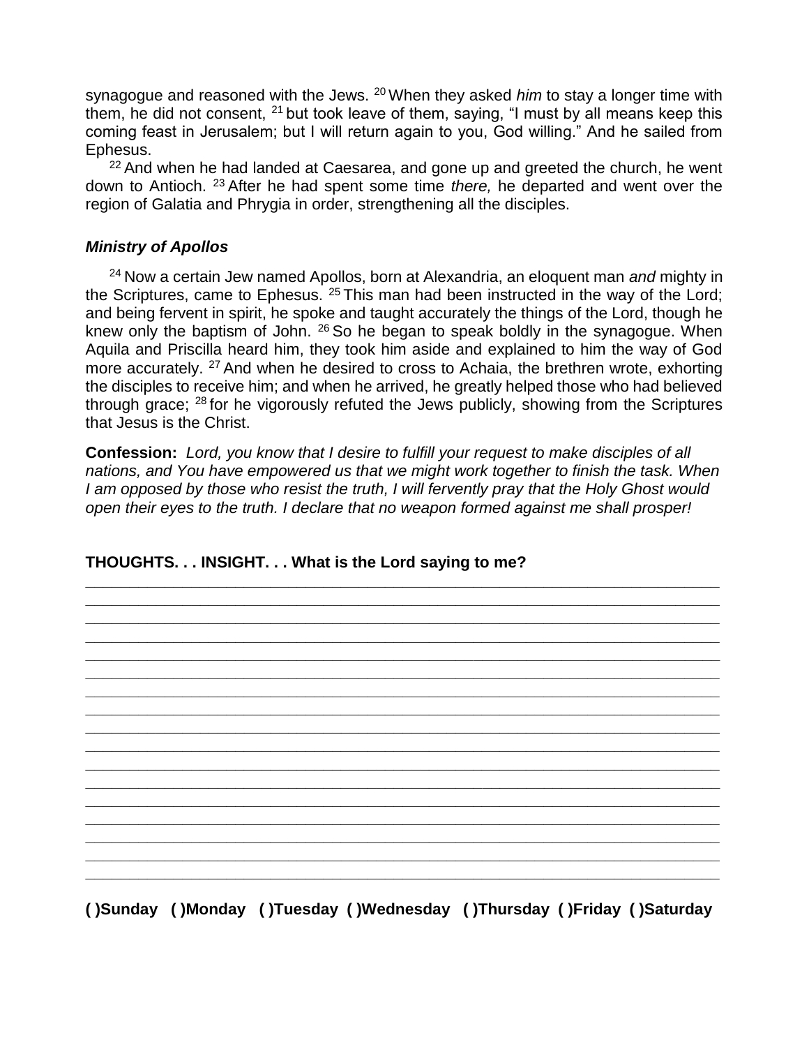synagogue and reasoned with the Jews. [20] When they asked *him* to stay a longer time with them, he did not consent, [21] but took leave of them, saying, "I must by all means keep this coming feast in Jerusalem; but I will return again to you, God willing." And he sailed from Ephesus.

[22] And when he had landed at Caesarea, and gone up and greeted the church, he went down to Antioch. [23] After he had spent some time *there,* he departed and went over the region of Galatia and Phrygia in order, strengthening all the disciples.

### ***Ministry of Apollos***

[24] Now a certain Jew named Apollos, born at Alexandria, an eloquent man *and* mighty in the Scriptures, came to Ephesus. [25] This man had been instructed in the way of the Lord; and being fervent in spirit, he spoke and taught accurately the things of the Lord, though he knew only the baptism of John. [26] So he began to speak boldly in the synagogue. When Aquila and Priscilla heard him, they took him aside and explained to him the way of God more accurately. [27] And when he desired to cross to Achaia, the brethren wrote, exhorting the disciples to receive him; and when he arrived, he greatly helped those who had believed through grace; [28] for he vigorously refuted the Jews publicly, showing from the Scriptures that Jesus is the Christ.

**Confession:** *Lord, you know that I desire to fulfill your request to make disciples of all nations, and You have empowered us that we might work together to finish the task. When I am opposed by those who resist the truth, I will fervently pray that the Holy Ghost would open their eyes to the truth. I declare that no weapon formed against me shall prosper!*

**THOUGHTS. . . INSIGHT. . . What is the Lord saying to me?**

\_\_\_\_\_\_\_\_\_\_\_\_\_\_\_\_\_\_\_\_\_\_\_\_\_\_\_\_\_\_\_\_\_\_\_\_\_\_\_\_\_\_\_\_\_\_\_\_\_\_\_\_\_\_\_\_\_\_\_\_\_\_\_\_\_\_\_\_\_\_\_\_\_\_\_\_
\_\_\_\_\_\_\_\_\_\_\_\_\_\_\_\_\_\_\_\_\_\_\_\_\_\_\_\_\_\_\_\_\_\_\_\_\_\_\_\_\_\_\_\_\_\_\_\_\_\_\_\_\_\_\_\_\_\_\_\_\_\_\_\_\_\_\_\_\_\_\_\_\_\_\_\_
\_\_\_\_\_\_\_\_\_\_\_\_\_\_\_\_\_\_\_\_\_\_\_\_\_\_\_\_\_\_\_\_\_\_\_\_\_\_\_\_\_\_\_\_\_\_\_\_\_\_\_\_\_\_\_\_\_\_\_\_\_\_\_\_\_\_\_\_\_\_\_\_\_\_\_\_
\_\_\_\_\_\_\_\_\_\_\_\_\_\_\_\_\_\_\_\_\_\_\_\_\_\_\_\_\_\_\_\_\_\_\_\_\_\_\_\_\_\_\_\_\_\_\_\_\_\_\_\_\_\_\_\_\_\_\_\_\_\_\_\_\_\_\_\_\_\_\_\_\_\_\_\_
\_\_\_\_\_\_\_\_\_\_\_\_\_\_\_\_\_\_\_\_\_\_\_\_\_\_\_\_\_\_\_\_\_\_\_\_\_\_\_\_\_\_\_\_\_\_\_\_\_\_\_\_\_\_\_\_\_\_\_\_\_\_\_\_\_\_\_\_\_\_\_\_\_\_\_\_
\_\_\_\_\_\_\_\_\_\_\_\_\_\_\_\_\_\_\_\_\_\_\_\_\_\_\_\_\_\_\_\_\_\_\_\_\_\_\_\_\_\_\_\_\_\_\_\_\_\_\_\_\_\_\_\_\_\_\_\_\_\_\_\_\_\_\_\_\_\_\_\_\_\_\_\_
\_\_\_\_\_\_\_\_\_\_\_\_\_\_\_\_\_\_\_\_\_\_\_\_\_\_\_\_\_\_\_\_\_\_\_\_\_\_\_\_\_\_\_\_\_\_\_\_\_\_\_\_\_\_\_\_\_\_\_\_\_\_\_\_\_\_\_\_\_\_\_\_\_\_\_\_
\_\_\_\_\_\_\_\_\_\_\_\_\_\_\_\_\_\_\_\_\_\_\_\_\_\_\_\_\_\_\_\_\_\_\_\_\_\_\_\_\_\_\_\_\_\_\_\_\_\_\_\_\_\_\_\_\_\_\_\_\_\_\_\_\_\_\_\_\_\_\_\_\_\_\_\_
\_\_\_\_\_\_\_\_\_\_\_\_\_\_\_\_\_\_\_\_\_\_\_\_\_\_\_\_\_\_\_\_\_\_\_\_\_\_\_\_\_\_\_\_\_\_\_\_\_\_\_\_\_\_\_\_\_\_\_\_\_\_\_\_\_\_\_\_\_\_\_\_\_\_\_\_
\_\_\_\_\_\_\_\_\_\_\_\_\_\_\_\_\_\_\_\_\_\_\_\_\_\_\_\_\_\_\_\_\_\_\_\_\_\_\_\_\_\_\_\_\_\_\_\_\_\_\_\_\_\_\_\_\_\_\_\_\_\_\_\_\_\_\_\_\_\_\_\_\_\_\_\_
\_\_\_\_\_\_\_\_\_\_\_\_\_\_\_\_\_\_\_\_\_\_\_\_\_\_\_\_\_\_\_\_\_\_\_\_\_\_\_\_\_\_\_\_\_\_\_\_\_\_\_\_\_\_\_\_\_\_\_\_\_\_\_\_\_\_\_\_\_\_\_\_\_\_\_\_
\_\_\_\_\_\_\_\_\_\_\_\_\_\_\_\_\_\_\_\_\_\_\_\_\_\_\_\_\_\_\_\_\_\_\_\_\_\_\_\_\_\_\_\_\_\_\_\_\_\_\_\_\_\_\_\_\_\_\_\_\_\_\_\_\_\_\_\_\_\_\_\_\_\_\_\_
\_\_\_\_\_\_\_\_\_\_\_\_\_\_\_\_\_\_\_\_\_\_\_\_\_\_\_\_\_\_\_\_\_\_\_\_\_\_\_\_\_\_\_\_\_\_\_\_\_\_\_\_\_\_\_\_\_\_\_\_\_\_\_\_\_\_\_\_\_\_\_\_\_\_\_\_
\_\_\_\_\_\_\_\_\_\_\_\_\_\_\_\_\_\_\_\_\_\_\_\_\_\_\_\_\_\_\_\_\_\_\_\_\_\_\_\_\_\_\_\_\_\_\_\_\_\_\_\_\_\_\_\_\_\_\_\_\_\_\_\_\_\_\_\_\_\_\_\_\_\_\_\_
\_\_\_\_\_\_\_\_\_\_\_\_\_\_\_\_\_\_\_\_\_\_\_\_\_\_\_\_\_\_\_\_\_\_\_\_\_\_\_\_\_\_\_\_\_\_\_\_\_\_\_\_\_\_\_\_\_\_\_\_\_\_\_\_\_\_\_\_\_\_\_\_\_\_\_\_
\_\_\_\_\_\_\_\_\_\_\_\_\_\_\_\_\_\_\_\_\_\_\_\_\_\_\_\_\_\_\_\_\_\_\_\_\_\_\_\_\_\_\_\_\_\_\_\_\_\_\_\_\_\_\_\_\_\_\_\_\_\_\_\_\_\_\_\_\_\_\_\_\_\_\_\_
\_\_\_\_\_\_\_\_\_\_\_\_\_\_\_\_\_\_\_\_\_\_\_\_\_\_\_\_\_\_\_\_\_\_\_\_\_\_\_\_\_\_\_\_\_\_\_\_\_\_\_\_\_\_\_\_\_\_\_\_\_\_\_\_\_\_\_\_\_\_\_\_\_\_\_\_

**( )Sunday ( )Monday ( )Tuesday ( )Wednesday ( )Thursday ( )Friday ( )Saturday**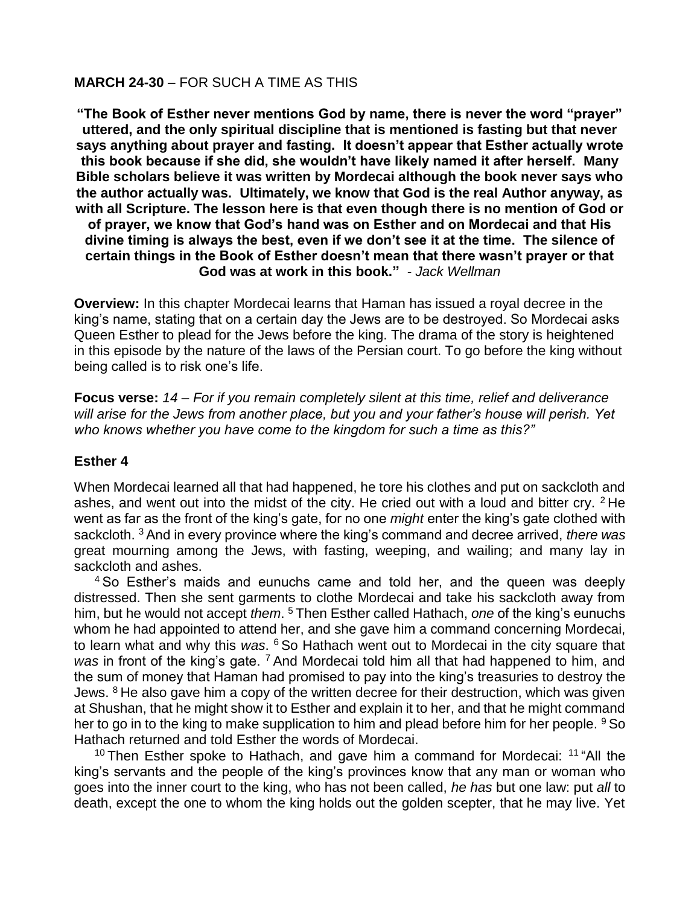**MARCH 24-30** – FOR SUCH A TIME AS THIS

**"The Book of Esther never mentions God by name, there is never the word "prayer" uttered, and the only spiritual discipline that is mentioned is fasting but that never says anything about prayer and fasting. It doesn't appear that Esther actually wrote this book because if she did, she wouldn't have likely named it after herself. Many Bible scholars believe it was written by Mordecai although the book never says who the author actually was. Ultimately, we know that God is the real Author anyway, as with all Scripture. The lesson here is that even though there is no mention of God or of prayer, we know that God's hand was on Esther and on Mordecai and that His divine timing is always the best, even if we don't see it at the time. The silence of certain things in the Book of Esther doesn't mean that there wasn't prayer or that God was at work in this book."** - *Jack Wellman*

**Overview:** In this chapter Mordecai learns that Haman has issued a royal decree in the king's name, stating that on a certain day the Jews are to be destroyed. So Mordecai asks Queen Esther to plead for the Jews before the king. The drama of the story is heightened in this episode by the nature of the laws of the Persian court. To go before the king without being called is to risk one's life.

**Focus verse:** *14 – For if you remain completely silent at this time, relief and deliverance will arise for the Jews from another place, but you and your father's house will perish. Yet who knows whether you have come to the kingdom for such a time as this?"*

## Esther 4

When Mordecai learned all that had happened, he tore his clothes and put on sackcloth and ashes, and went out into the midst of the city. He cried out with a loud and bitter cry. [2] He went as far as the front of the king's gate, for no one *might* enter the king's gate clothed with sackcloth. [3] And in every province where the king's command and decree arrived, *there was* great mourning among the Jews, with fasting, weeping, and wailing; and many lay in sackcloth and ashes.

[4] So Esther's maids and eunuchs came and told her, and the queen was deeply distressed. Then she sent garments to clothe Mordecai and take his sackcloth away from him, but he would not accept *them*. [5] Then Esther called Hathach, *one* of the king's eunuchs whom he had appointed to attend her, and she gave him a command concerning Mordecai, to learn what and why this *was*. [6] So Hathach went out to Mordecai in the city square that *was* in front of the king's gate. [7] And Mordecai told him all that had happened to him, and the sum of money that Haman had promised to pay into the king's treasuries to destroy the Jews. [8] He also gave him a copy of the written decree for their destruction, which was given at Shushan, that he might show it to Esther and explain it to her, and that he might command her to go in to the king to make supplication to him and plead before him for her people. [9] So Hathach returned and told Esther the words of Mordecai.

[10] Then Esther spoke to Hathach, and gave him a command for Mordecai: [11] "All the king's servants and the people of the king's provinces know that any man or woman who goes into the inner court to the king, who has not been called, *he has* but one law: put *all* to death, except the one to whom the king holds out the golden scepter, that he may live. Yet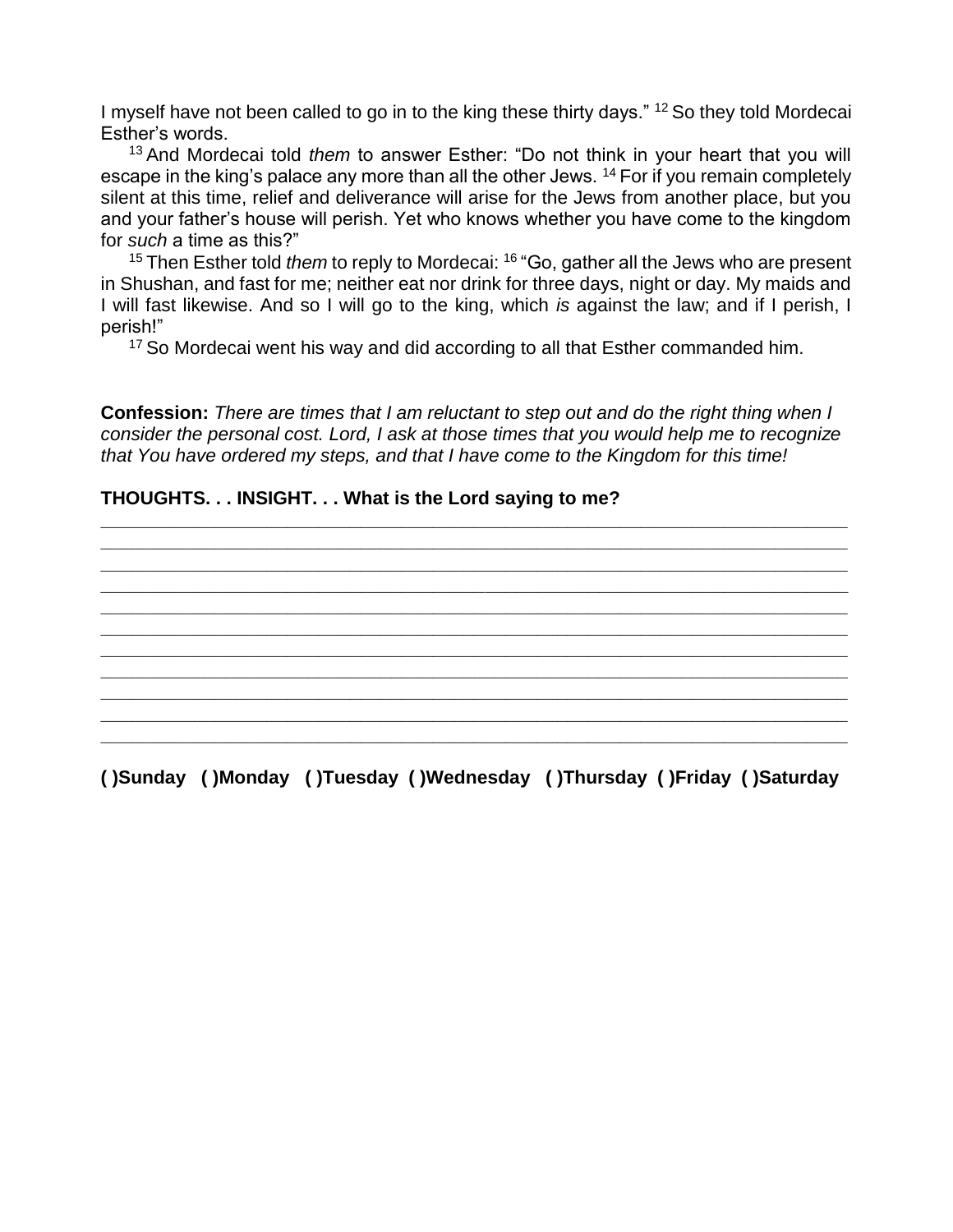I myself have not been called to go in to the king these thirty days." [12] So they told Mordecai Esther's words.

[13] And Mordecai told *them* to answer Esther: "Do not think in your heart that you will escape in the king's palace any more than all the other Jews. [14] For if you remain completely silent at this time, relief and deliverance will arise for the Jews from another place, but you and your father's house will perish. Yet who knows whether you have come to the kingdom for *such* a time as this?"

[15] Then Esther told *them* to reply to Mordecai: [16] "Go, gather all the Jews who are present in Shushan, and fast for me; neither eat nor drink for three days, night or day. My maids and I will fast likewise. And so I will go to the king, which *is* against the law; and if I perish, I perish!"

[17] So Mordecai went his way and did according to all that Esther commanded him.

**Confession:** *There are times that I am reluctant to step out and do the right thing when I consider the personal cost. Lord, I ask at those times that you would help me to recognize that You have ordered my steps, and that I have come to the Kingdom for this time!*

**THOUGHTS. . . INSIGHT. . . What is the Lord saying to me?**

\_\_\_\_\_\_\_\_\_\_\_\_\_\_\_\_\_\_\_\_\_\_\_\_\_\_\_\_\_\_\_\_\_\_\_\_\_\_\_\_\_\_\_\_\_\_\_\_\_\_\_\_\_\_\_\_\_\_\_\_\_\_\_\_\_\_\_\_\_\_\_\_
\_\_\_\_\_\_\_\_\_\_\_\_\_\_\_\_\_\_\_\_\_\_\_\_\_\_\_\_\_\_\_\_\_\_\_\_\_\_\_\_\_\_\_\_\_\_\_\_\_\_\_\_\_\_\_\_\_\_\_\_\_\_\_\_\_\_\_\_\_\_\_\_
\_\_\_\_\_\_\_\_\_\_\_\_\_\_\_\_\_\_\_\_\_\_\_\_\_\_\_\_\_\_\_\_\_\_\_\_\_\_\_\_\_\_\_\_\_\_\_\_\_\_\_\_\_\_\_\_\_\_\_\_\_\_\_\_\_\_\_\_\_\_\_\_
\_\_\_\_\_\_\_\_\_\_\_\_\_\_\_\_\_\_\_\_\_\_\_\_\_\_\_\_\_\_\_\_\_\_\_\_\_\_\_\_\_\_\_\_\_\_\_\_\_\_\_\_\_\_\_\_\_\_\_\_\_\_\_\_\_\_\_\_\_\_\_\_
\_\_\_\_\_\_\_\_\_\_\_\_\_\_\_\_\_\_\_\_\_\_\_\_\_\_\_\_\_\_\_\_\_\_\_\_\_\_\_\_\_\_\_\_\_\_\_\_\_\_\_\_\_\_\_\_\_\_\_\_\_\_\_\_\_\_\_\_\_\_\_\_
\_\_\_\_\_\_\_\_\_\_\_\_\_\_\_\_\_\_\_\_\_\_\_\_\_\_\_\_\_\_\_\_\_\_\_\_\_\_\_\_\_\_\_\_\_\_\_\_\_\_\_\_\_\_\_\_\_\_\_\_\_\_\_\_\_\_\_\_\_\_\_\_
\_\_\_\_\_\_\_\_\_\_\_\_\_\_\_\_\_\_\_\_\_\_\_\_\_\_\_\_\_\_\_\_\_\_\_\_\_\_\_\_\_\_\_\_\_\_\_\_\_\_\_\_\_\_\_\_\_\_\_\_\_\_\_\_\_\_\_\_\_\_\_\_
\_\_\_\_\_\_\_\_\_\_\_\_\_\_\_\_\_\_\_\_\_\_\_\_\_\_\_\_\_\_\_\_\_\_\_\_\_\_\_\_\_\_\_\_\_\_\_\_\_\_\_\_\_\_\_\_\_\_\_\_\_\_\_\_\_\_\_\_\_\_\_\_
\_\_\_\_\_\_\_\_\_\_\_\_\_\_\_\_\_\_\_\_\_\_\_\_\_\_\_\_\_\_\_\_\_\_\_\_\_\_\_\_\_\_\_\_\_\_\_\_\_\_\_\_\_\_\_\_\_\_\_\_\_\_\_\_\_\_\_\_\_\_\_\_
\_\_\_\_\_\_\_\_\_\_\_\_\_\_\_\_\_\_\_\_\_\_\_\_\_\_\_\_\_\_\_\_\_\_\_\_\_\_\_\_\_\_\_\_\_\_\_\_\_\_\_\_\_\_\_\_\_\_\_\_\_\_\_\_\_\_\_\_\_\_\_\_
\_\_\_\_\_\_\_\_\_\_\_\_\_\_\_\_\_\_\_\_\_\_\_\_\_\_\_\_\_\_\_\_\_\_\_\_\_\_\_\_\_\_\_\_\_\_\_\_\_\_\_\_\_\_\_\_\_\_\_\_\_\_\_\_\_\_\_\_\_\_\_\_

**( )Sunday ( )Monday ( )Tuesday ( )Wednesday ( )Thursday ( )Friday ( )Saturday**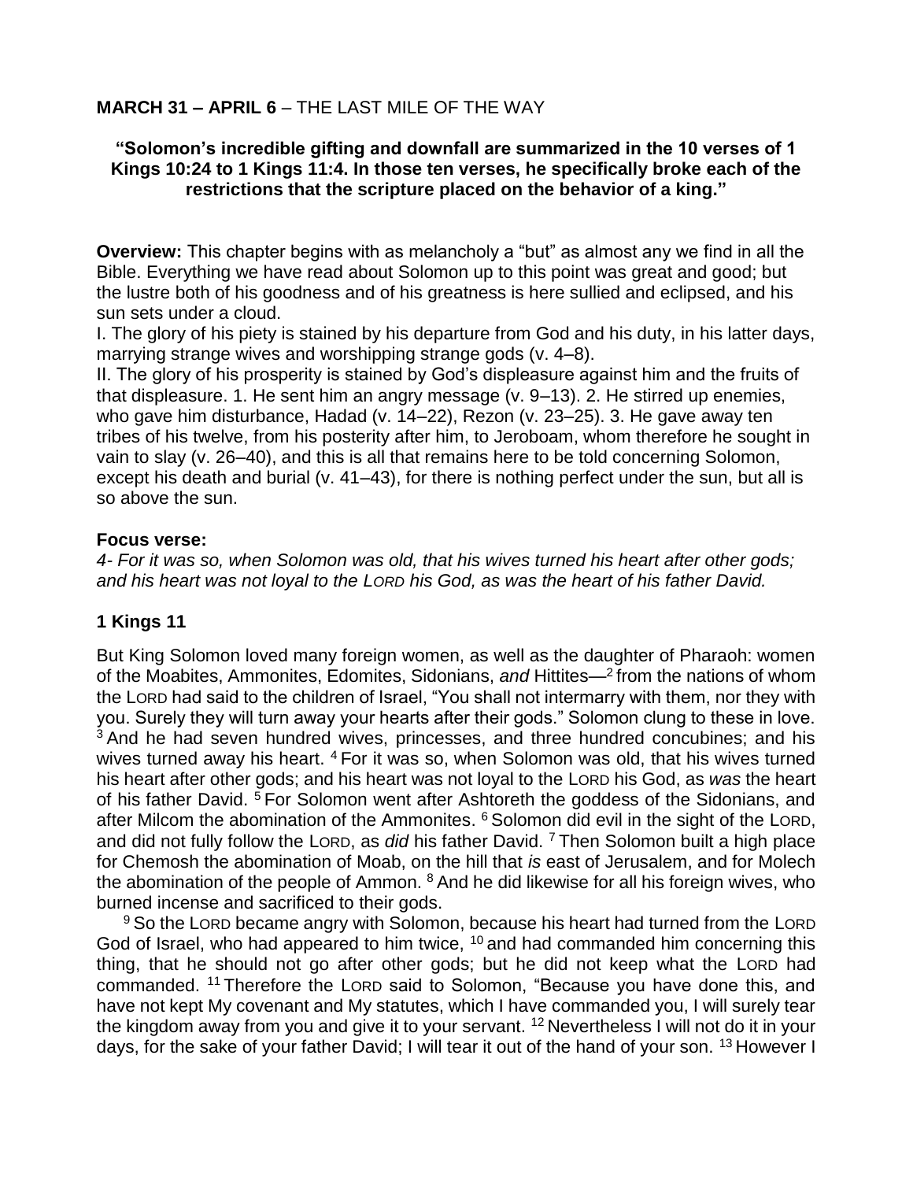**MARCH 31 – APRIL 6** – THE LAST MILE OF THE WAY

**"Solomon's incredible gifting and downfall are summarized in the 10 verses of 1 Kings 10:24 to 1 Kings 11:4. In those ten verses, he specifically broke each of the restrictions that the scripture placed on the behavior of a king."**

**Overview:** This chapter begins with as melancholy a "but" as almost any we find in all the Bible. Everything we have read about Solomon up to this point was great and good; but the lustre both of his goodness and of his greatness is here sullied and eclipsed, and his sun sets under a cloud.

I. The glory of his piety is stained by his departure from God and his duty, in his latter days, marrying strange wives and worshipping strange gods (v. 4–8).

II. The glory of his prosperity is stained by God's displeasure against him and the fruits of that displeasure. 1. He sent him an angry message (v. 9–13). 2. He stirred up enemies, who gave him disturbance, Hadad (v. 14–22), Rezon (v. 23–25). 3. He gave away ten tribes of his twelve, from his posterity after him, to Jeroboam, whom therefore he sought in vain to slay (v. 26–40), and this is all that remains here to be told concerning Solomon, except his death and burial (v. 41–43), for there is nothing perfect under the sun, but all is so above the sun.

**Focus verse:**

*4- For it was so, when Solomon was old, that his wives turned his heart after other gods; and his heart was not loyal to the LORD his God, as was the heart of his father David.*

## 1 Kings 11

But King Solomon loved many foreign women, as well as the daughter of Pharaoh: women of the Moabites, Ammonites, Edomites, Sidonians, *and* Hittites—[2] from the nations of whom the LORD had said to the children of Israel, "You shall not intermarry with them, nor they with you. Surely they will turn away your hearts after their gods." Solomon clung to these in love. [3] And he had seven hundred wives, princesses, and three hundred concubines; and his wives turned away his heart. [4] For it was so, when Solomon was old, that his wives turned his heart after other gods; and his heart was not loyal to the LORD his God, as *was* the heart of his father David. [5] For Solomon went after Ashtoreth the goddess of the Sidonians, and after Milcom the abomination of the Ammonites. [6] Solomon did evil in the sight of the LORD, and did not fully follow the LORD, as *did* his father David. [7] Then Solomon built a high place for Chemosh the abomination of Moab, on the hill that *is* east of Jerusalem, and for Molech the abomination of the people of Ammon. [8] And he did likewise for all his foreign wives, who burned incense and sacrificed to their gods.

[9] So the LORD became angry with Solomon, because his heart had turned from the LORD God of Israel, who had appeared to him twice, [10] and had commanded him concerning this thing, that he should not go after other gods; but he did not keep what the LORD had commanded. [11] Therefore the LORD said to Solomon, "Because you have done this, and have not kept My covenant and My statutes, which I have commanded you, I will surely tear the kingdom away from you and give it to your servant. [12] Nevertheless I will not do it in your days, for the sake of your father David; I will tear it out of the hand of your son. [13] However I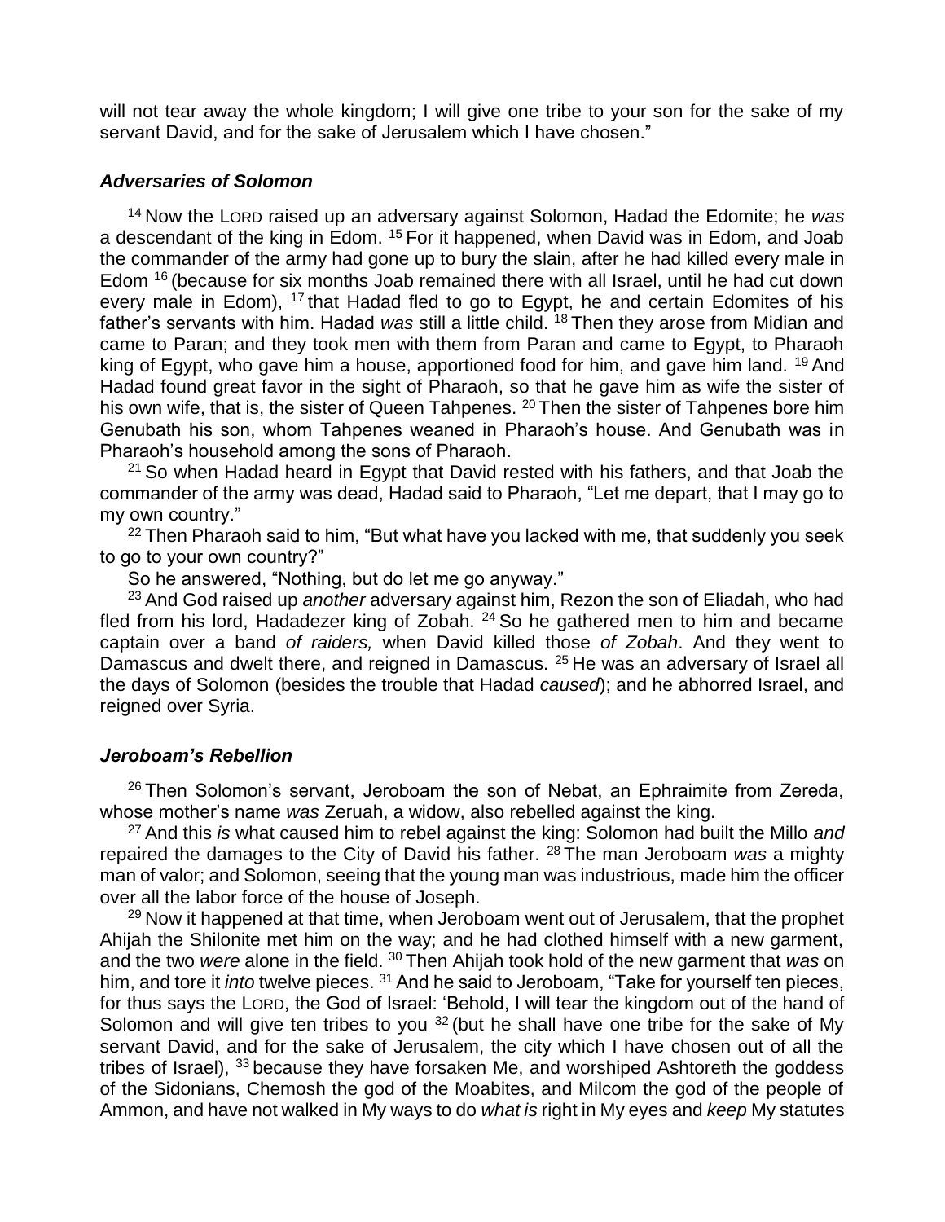will not tear away the whole kingdom; I will give one tribe to your son for the sake of my servant David, and for the sake of Jerusalem which I have chosen."

### *Adversaries of Solomon*

[14] Now the LORD raised up an adversary against Solomon, Hadad the Edomite; he *was* a descendant of the king in Edom. [15] For it happened, when David was in Edom, and Joab the commander of the army had gone up to bury the slain, after he had killed every male in Edom [16] (because for six months Joab remained there with all Israel, until he had cut down every male in Edom), [17] that Hadad fled to go to Egypt, he and certain Edomites of his father's servants with him. Hadad *was* still a little child. [18] Then they arose from Midian and came to Paran; and they took men with them from Paran and came to Egypt, to Pharaoh king of Egypt, who gave him a house, apportioned food for him, and gave him land. [19] And Hadad found great favor in the sight of Pharaoh, so that he gave him as wife the sister of his own wife, that is, the sister of Queen Tahpenes. [20] Then the sister of Tahpenes bore him Genubath his son, whom Tahpenes weaned in Pharaoh's house. And Genubath was in Pharaoh's household among the sons of Pharaoh.

[21] So when Hadad heard in Egypt that David rested with his fathers, and that Joab the commander of the army was dead, Hadad said to Pharaoh, "Let me depart, that I may go to my own country."

[22] Then Pharaoh said to him, "But what have you lacked with me, that suddenly you seek to go to your own country?"

So he answered, "Nothing, but do let me go anyway."

[23] And God raised up *another* adversary against him, Rezon the son of Eliadah, who had fled from his lord, Hadadezer king of Zobah. [24] So he gathered men to him and became captain over a band *of raiders,* when David killed those *of Zobah*. And they went to Damascus and dwelt there, and reigned in Damascus. [25] He was an adversary of Israel all the days of Solomon (besides the trouble that Hadad *caused*); and he abhorred Israel, and reigned over Syria.

### *Jeroboam's Rebellion*

[26] Then Solomon's servant, Jeroboam the son of Nebat, an Ephraimite from Zereda, whose mother's name *was* Zeruah, a widow, also rebelled against the king.

[27] And this *is* what caused him to rebel against the king: Solomon had built the Millo *and* repaired the damages to the City of David his father. [28] The man Jeroboam *was* a mighty man of valor; and Solomon, seeing that the young man was industrious, made him the officer over all the labor force of the house of Joseph.

[29] Now it happened at that time, when Jeroboam went out of Jerusalem, that the prophet Ahijah the Shilonite met him on the way; and he had clothed himself with a new garment, and the two *were* alone in the field. [30] Then Ahijah took hold of the new garment that *was* on him, and tore it *into* twelve pieces. [31] And he said to Jeroboam, "Take for yourself ten pieces, for thus says the LORD, the God of Israel: 'Behold, I will tear the kingdom out of the hand of Solomon and will give ten tribes to you [32] (but he shall have one tribe for the sake of My servant David, and for the sake of Jerusalem, the city which I have chosen out of all the tribes of Israel), [33] because they have forsaken Me, and worshiped Ashtoreth the goddess of the Sidonians, Chemosh the god of the Moabites, and Milcom the god of the people of Ammon, and have not walked in My ways to do *what is* right in My eyes and *keep* My statutes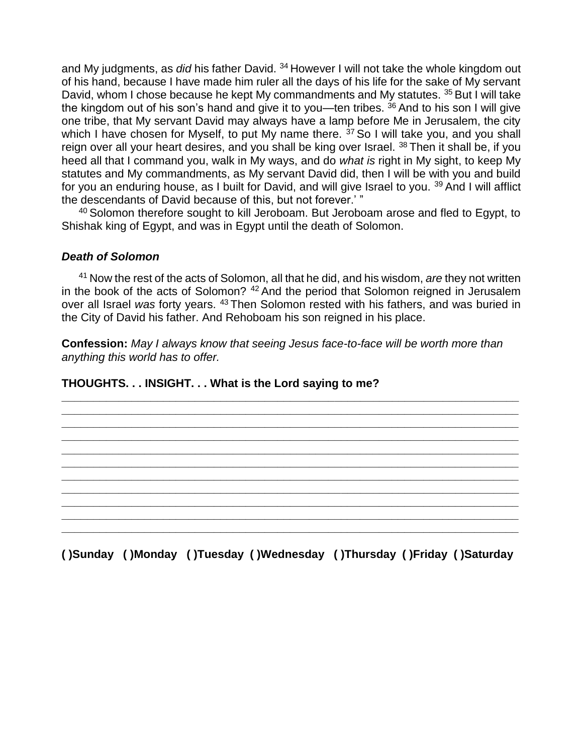and My judgments, as *did* his father David. [34] However I will not take the whole kingdom out of his hand, because I have made him ruler all the days of his life for the sake of My servant David, whom I chose because he kept My commandments and My statutes. [35] But I will take the kingdom out of his son's hand and give it to you—ten tribes. [36] And to his son I will give one tribe, that My servant David may always have a lamp before Me in Jerusalem, the city which I have chosen for Myself, to put My name there. [37] So I will take you, and you shall reign over all your heart desires, and you shall be king over Israel. [38] Then it shall be, if you heed all that I command you, walk in My ways, and do *what is* right in My sight, to keep My statutes and My commandments, as My servant David did, then I will be with you and build for you an enduring house, as I built for David, and will give Israel to you. [39] And I will afflict the descendants of David because of this, but not forever.' "

[40] Solomon therefore sought to kill Jeroboam. But Jeroboam arose and fled to Egypt, to Shishak king of Egypt, and was in Egypt until the death of Solomon.

### *Death of Solomon*

[41] Now the rest of the acts of Solomon, all that he did, and his wisdom, *are* they not written in the book of the acts of Solomon? [42] And the period that Solomon reigned in Jerusalem over all Israel *was* forty years. [43] Then Solomon rested with his fathers, and was buried in the City of David his father. And Rehoboam his son reigned in his place.

**Confession:** *May I always know that seeing Jesus face-to-face will be worth more than anything this world has to offer.*

**THOUGHTS. . . INSIGHT. . . What is the Lord saying to me?**

______________________________________________________________________________
______________________________________________________________________________
______________________________________________________________________________
______________________________________________________________________________
______________________________________________________________________________
______________________________________________________________________________
______________________________________________________________________________
______________________________________________________________________________
______________________________________________________________________________
______________________________________________________________________________
______________________________________________________________________________

**( )Sunday ( )Monday ( )Tuesday ( )Wednesday ( )Thursday ( )Friday ( )Saturday**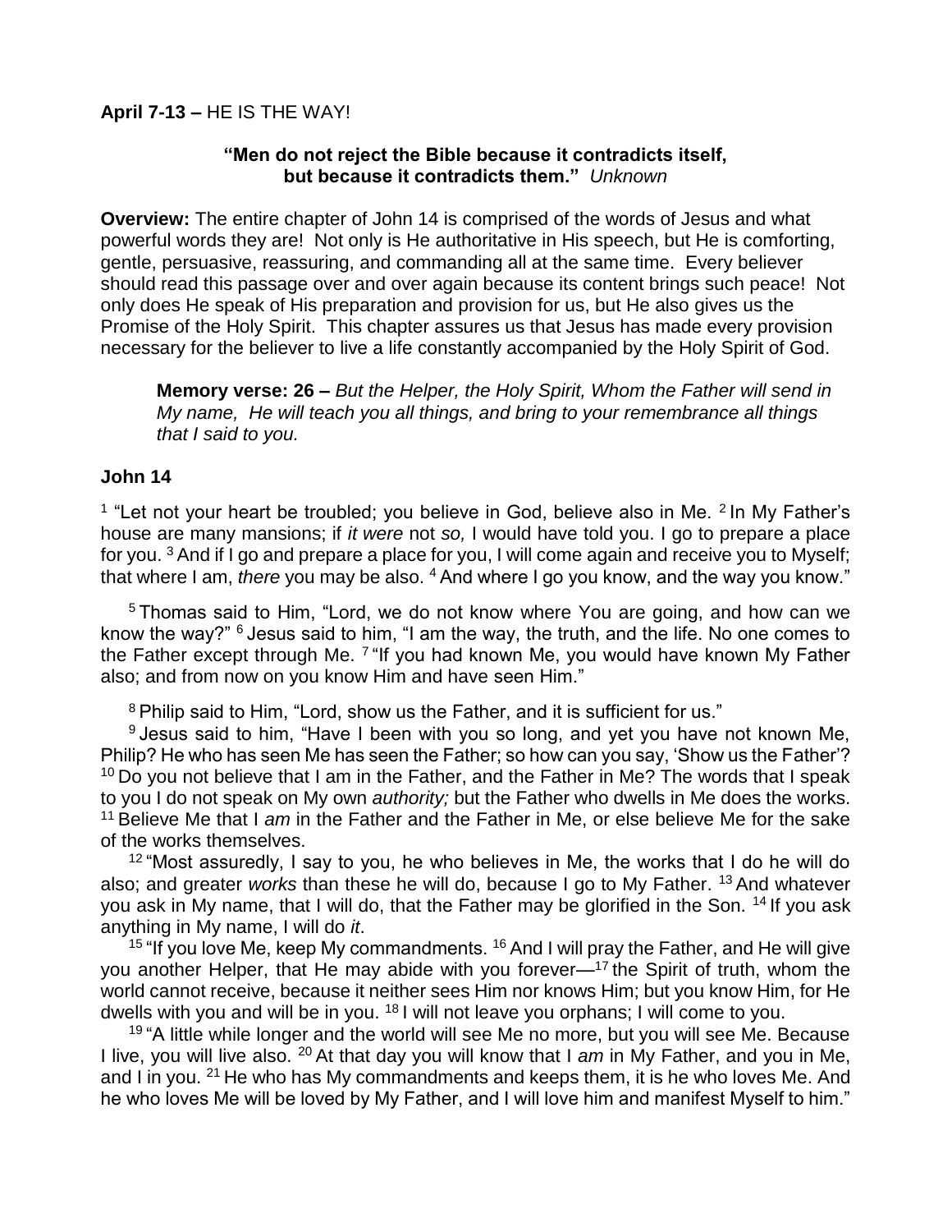**April 7-13 –** HE IS THE WAY!

**"Men do not reject the Bible because it contradicts itself, but because it contradicts them."** *Unknown*

**Overview:** The entire chapter of John 14 is comprised of the words of Jesus and what powerful words they are! Not only is He authoritative in His speech, but He is comforting, gentle, persuasive, reassuring, and commanding all at the same time. Every believer should read this passage over and over again because its content brings such peace! Not only does He speak of His preparation and provision for us, but He also gives us the Promise of the Holy Spirit. This chapter assures us that Jesus has made every provision necessary for the believer to live a life constantly accompanied by the Holy Spirit of God.

> **Memory verse: 26 –** *But the Helper, the Holy Spirit, Whom the Father will send in My name, He will teach you all things, and bring to your remembrance all things that I said to you.*

## John 14

[1] "Let not your heart be troubled; you believe in God, believe also in Me. [2] In My Father's house are many mansions; if *it were* not *so,* I would have told you. I go to prepare a place for you. [3] And if I go and prepare a place for you, I will come again and receive you to Myself; that where I am, *there* you may be also. [4] And where I go you know, and the way you know."

[5] Thomas said to Him, "Lord, we do not know where You are going, and how can we know the way?" [6] Jesus said to him, "I am the way, the truth, and the life. No one comes to the Father except through Me. [7] "If you had known Me, you would have known My Father also; and from now on you know Him and have seen Him."

[8] Philip said to Him, "Lord, show us the Father, and it is sufficient for us."

[9] Jesus said to him, "Have I been with you so long, and yet you have not known Me, Philip? He who has seen Me has seen the Father; so how can you say, 'Show us the Father'? [10] Do you not believe that I am in the Father, and the Father in Me? The words that I speak to you I do not speak on My own *authority;* but the Father who dwells in Me does the works. [11] Believe Me that I *am* in the Father and the Father in Me, or else believe Me for the sake of the works themselves.

[12] "Most assuredly, I say to you, he who believes in Me, the works that I do he will do also; and greater *works* than these he will do, because I go to My Father. [13] And whatever you ask in My name, that I will do, that the Father may be glorified in the Son. [14] If you ask anything in My name, I will do *it*.

[15] "If you love Me, keep My commandments. [16] And I will pray the Father, and He will give you another Helper, that He may abide with you forever—[17] the Spirit of truth, whom the world cannot receive, because it neither sees Him nor knows Him; but you know Him, for He dwells with you and will be in you. [18] I will not leave you orphans; I will come to you.

[19] "A little while longer and the world will see Me no more, but you will see Me. Because I live, you will live also. [20] At that day you will know that I *am* in My Father, and you in Me, and I in you. [21] He who has My commandments and keeps them, it is he who loves Me. And he who loves Me will be loved by My Father, and I will love him and manifest Myself to him."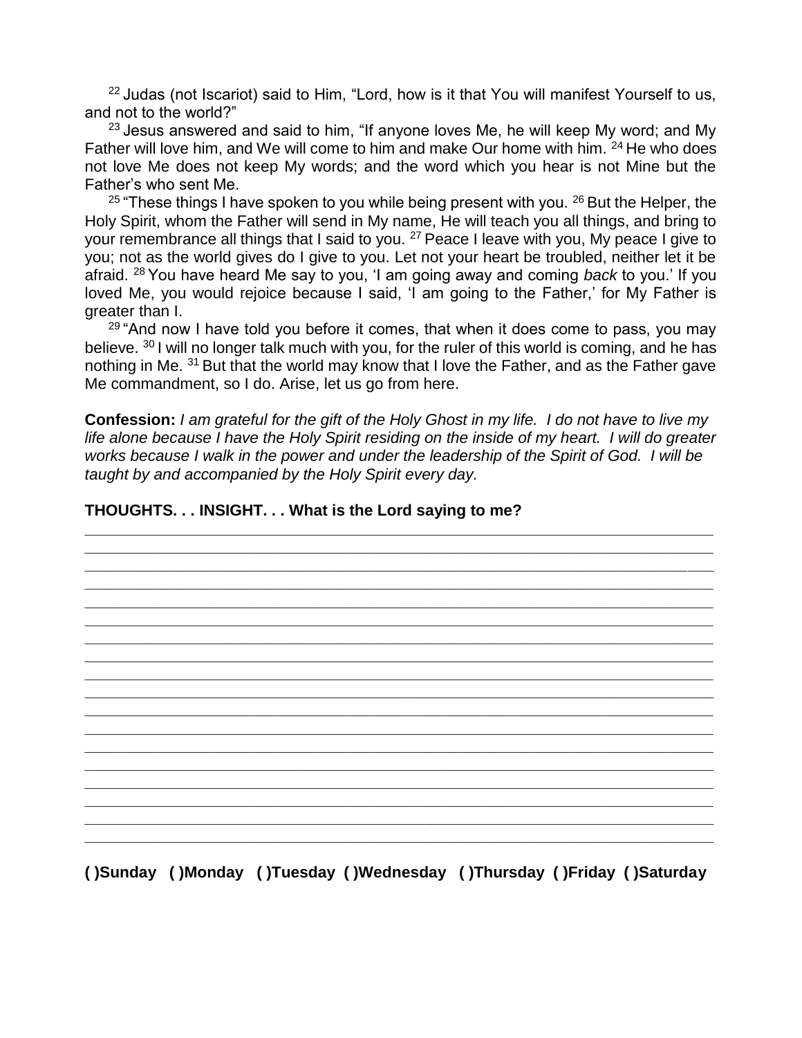[22] Judas (not Iscariot) said to Him, “Lord, how is it that You will manifest Yourself to us, and not to the world?”

[23] Jesus answered and said to him, “If anyone loves Me, he will keep My word; and My Father will love him, and We will come to him and make Our home with him. [24] He who does not love Me does not keep My words; and the word which you hear is not Mine but the Father’s who sent Me.

[25] “These things I have spoken to you while being present with you. [26] But the Helper, the Holy Spirit, whom the Father will send in My name, He will teach you all things, and bring to your remembrance all things that I said to you. [27] Peace I leave with you, My peace I give to you; not as the world gives do I give to you. Let not your heart be troubled, neither let it be afraid. [28] You have heard Me say to you, ‘I am going away and coming *back* to you.’ If you loved Me, you would rejoice because I said, ‘I am going to the Father,’ for My Father is greater than I.

[29] “And now I have told you before it comes, that when it does come to pass, you may believe. [30] I will no longer talk much with you, for the ruler of this world is coming, and he has nothing in Me. [31] But that the world may know that I love the Father, and as the Father gave Me commandment, so I do. Arise, let us go from here.

**Confession:** *I am grateful for the gift of the Holy Ghost in my life. I do not have to live my life alone because I have the Holy Spirit residing on the inside of my heart. I will do greater works because I walk in the power and under the leadership of the Spirit of God. I will be taught by and accompanied by the Holy Spirit every day.*

**THOUGHTS. . . INSIGHT. . . What is the Lord saying to me?**

\_\_\_\_\_\_\_\_\_\_\_\_\_\_\_\_\_\_\_\_\_\_\_\_\_\_\_\_\_\_\_\_\_\_\_\_\_\_\_\_\_\_\_\_\_\_\_\_\_\_\_\_\_\_\_\_\_\_\_\_\_\_\_\_\_\_\_\_\_\_\_\_
\_\_\_\_\_\_\_\_\_\_\_\_\_\_\_\_\_\_\_\_\_\_\_\_\_\_\_\_\_\_\_\_\_\_\_\_\_\_\_\_\_\_\_\_\_\_\_\_\_\_\_\_\_\_\_\_\_\_\_\_\_\_\_\_\_\_\_\_\_\_\_\_
\_\_\_\_\_\_\_\_\_\_\_\_\_\_\_\_\_\_\_\_\_\_\_\_\_\_\_\_\_\_\_\_\_\_\_\_\_\_\_\_\_\_\_\_\_\_\_\_\_\_\_\_\_\_\_\_\_\_\_\_\_\_\_\_\_\_\_\_\_\_\_\_
\_\_\_\_\_\_\_\_\_\_\_\_\_\_\_\_\_\_\_\_\_\_\_\_\_\_\_\_\_\_\_\_\_\_\_\_\_\_\_\_\_\_\_\_\_\_\_\_\_\_\_\_\_\_\_\_\_\_\_\_\_\_\_\_\_\_\_\_\_\_\_\_
\_\_\_\_\_\_\_\_\_\_\_\_\_\_\_\_\_\_\_\_\_\_\_\_\_\_\_\_\_\_\_\_\_\_\_\_\_\_\_\_\_\_\_\_\_\_\_\_\_\_\_\_\_\_\_\_\_\_\_\_\_\_\_\_\_\_\_\_\_\_\_\_
\_\_\_\_\_\_\_\_\_\_\_\_\_\_\_\_\_\_\_\_\_\_\_\_\_\_\_\_\_\_\_\_\_\_\_\_\_\_\_\_\_\_\_\_\_\_\_\_\_\_\_\_\_\_\_\_\_\_\_\_\_\_\_\_\_\_\_\_\_\_\_\_
\_\_\_\_\_\_\_\_\_\_\_\_\_\_\_\_\_\_\_\_\_\_\_\_\_\_\_\_\_\_\_\_\_\_\_\_\_\_\_\_\_\_\_\_\_\_\_\_\_\_\_\_\_\_\_\_\_\_\_\_\_\_\_\_\_\_\_\_\_\_\_\_
\_\_\_\_\_\_\_\_\_\_\_\_\_\_\_\_\_\_\_\_\_\_\_\_\_\_\_\_\_\_\_\_\_\_\_\_\_\_\_\_\_\_\_\_\_\_\_\_\_\_\_\_\_\_\_\_\_\_\_\_\_\_\_\_\_\_\_\_\_\_\_\_
\_\_\_\_\_\_\_\_\_\_\_\_\_\_\_\_\_\_\_\_\_\_\_\_\_\_\_\_\_\_\_\_\_\_\_\_\_\_\_\_\_\_\_\_\_\_\_\_\_\_\_\_\_\_\_\_\_\_\_\_\_\_\_\_\_\_\_\_\_\_\_\_
\_\_\_\_\_\_\_\_\_\_\_\_\_\_\_\_\_\_\_\_\_\_\_\_\_\_\_\_\_\_\_\_\_\_\_\_\_\_\_\_\_\_\_\_\_\_\_\_\_\_\_\_\_\_\_\_\_\_\_\_\_\_\_\_\_\_\_\_\_\_\_\_
\_\_\_\_\_\_\_\_\_\_\_\_\_\_\_\_\_\_\_\_\_\_\_\_\_\_\_\_\_\_\_\_\_\_\_\_\_\_\_\_\_\_\_\_\_\_\_\_\_\_\_\_\_\_\_\_\_\_\_\_\_\_\_\_\_\_\_\_\_\_\_\_
\_\_\_\_\_\_\_\_\_\_\_\_\_\_\_\_\_\_\_\_\_\_\_\_\_\_\_\_\_\_\_\_\_\_\_\_\_\_\_\_\_\_\_\_\_\_\_\_\_\_\_\_\_\_\_\_\_\_\_\_\_\_\_\_\_\_\_\_\_\_\_\_
\_\_\_\_\_\_\_\_\_\_\_\_\_\_\_\_\_\_\_\_\_\_\_\_\_\_\_\_\_\_\_\_\_\_\_\_\_\_\_\_\_\_\_\_\_\_\_\_\_\_\_\_\_\_\_\_\_\_\_\_\_\_\_\_\_\_\_\_\_\_\_\_
\_\_\_\_\_\_\_\_\_\_\_\_\_\_\_\_\_\_\_\_\_\_\_\_\_\_\_\_\_\_\_\_\_\_\_\_\_\_\_\_\_\_\_\_\_\_\_\_\_\_\_\_\_\_\_\_\_\_\_\_\_\_\_\_\_\_\_\_\_\_\_\_
\_\_\_\_\_\_\_\_\_\_\_\_\_\_\_\_\_\_\_\_\_\_\_\_\_\_\_\_\_\_\_\_\_\_\_\_\_\_\_\_\_\_\_\_\_\_\_\_\_\_\_\_\_\_\_\_\_\_\_\_\_\_\_\_\_\_\_\_\_\_\_\_
\_\_\_\_\_\_\_\_\_\_\_\_\_\_\_\_\_\_\_\_\_\_\_\_\_\_\_\_\_\_\_\_\_\_\_\_\_\_\_\_\_\_\_\_\_\_\_\_\_\_\_\_\_\_\_\_\_\_\_\_\_\_\_\_\_\_\_\_\_\_\_\_
\_\_\_\_\_\_\_\_\_\_\_\_\_\_\_\_\_\_\_\_\_\_\_\_\_\_\_\_\_\_\_\_\_\_\_\_\_\_\_\_\_\_\_\_\_\_\_\_\_\_\_\_\_\_\_\_\_\_\_\_\_\_\_\_\_\_\_\_\_\_\_\_
\_\_\_\_\_\_\_\_\_\_\_\_\_\_\_\_\_\_\_\_\_\_\_\_\_\_\_\_\_\_\_\_\_\_\_\_\_\_\_\_\_\_\_\_\_\_\_\_\_\_\_\_\_\_\_\_\_\_\_\_\_\_\_\_\_\_\_\_\_\_\_\_

**( )Sunday ( )Monday ( )Tuesday ( )Wednesday ( )Thursday ( )Friday ( )Saturday**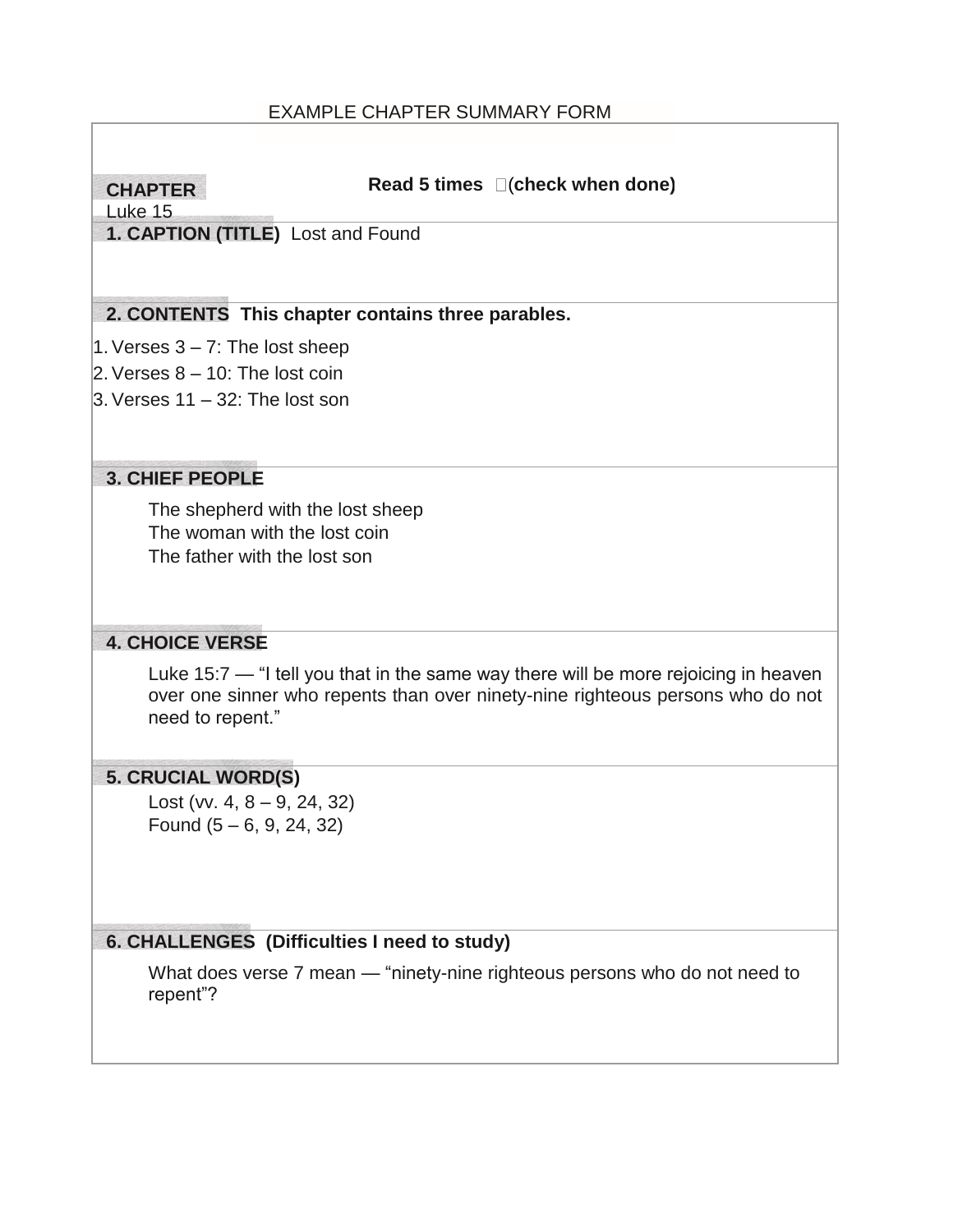EXAMPLE CHAPTER SUMMARY FORM

**CHAPTER**
Luke 15

**Read 5 times** ☐ **(check when done)**

**1. CAPTION (TITLE)** Lost and Found

**2. CONTENTS This chapter contains three parables.**

1. Verses 3 – 7: The lost sheep
2. Verses 8 – 10: The lost coin
3. Verses 11 – 32: The lost son

**3. CHIEF PEOPLE**

The shepherd with the lost sheep
The woman with the lost coin
The father with the lost son

**4. CHOICE VERSE**

Luke 15:7 — "I tell you that in the same way there will be more rejoicing in heaven over one sinner who repents than over ninety-nine righteous persons who do not need to repent."

**5. CRUCIAL WORD(S)**

Lost (vv. 4, 8 – 9, 24, 32)
Found (5 – 6, 9, 24, 32)

**6. CHALLENGES (Difficulties I need to study)**

What does verse 7 mean — "ninety-nine righteous persons who do not need to repent"?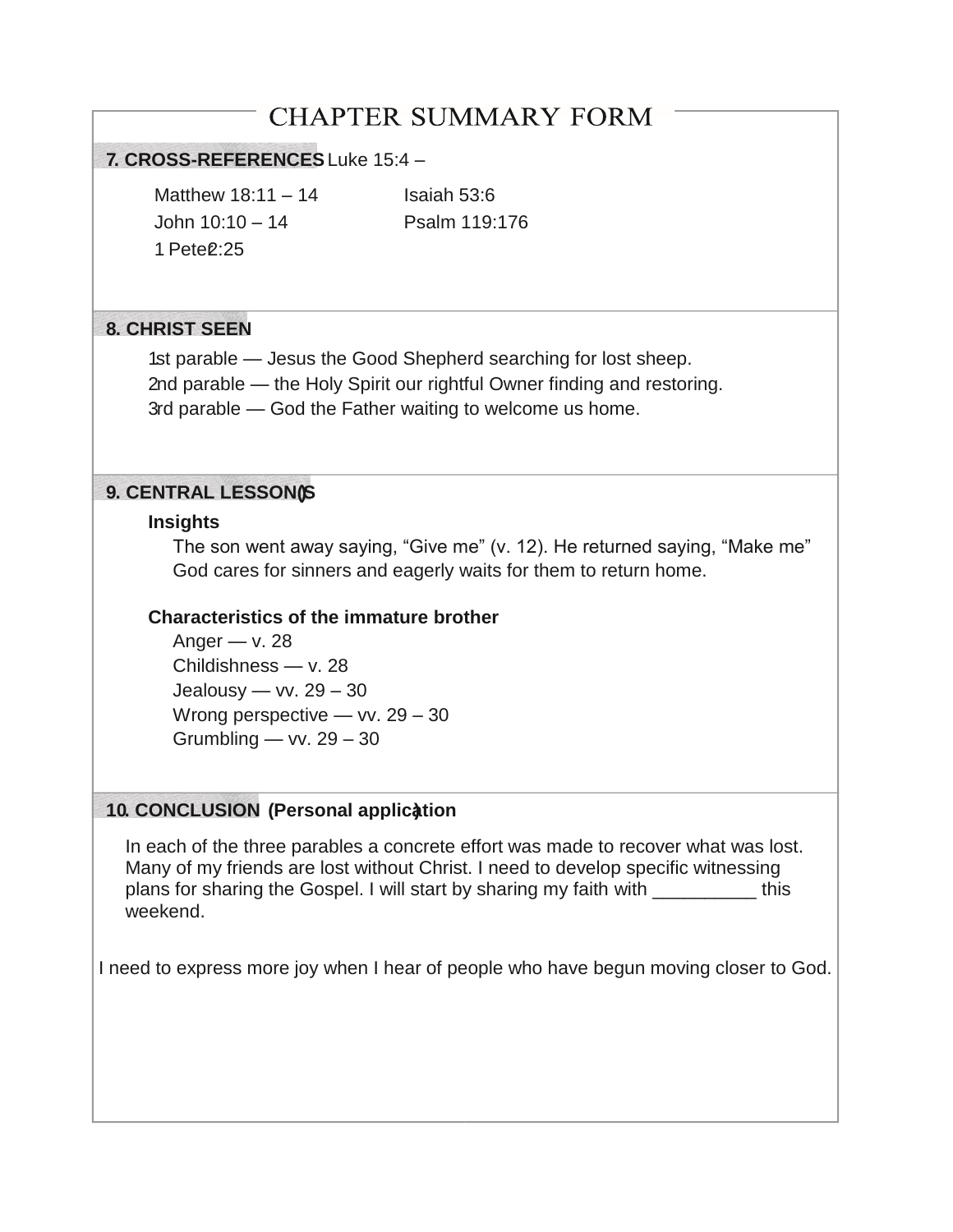# CHAPTER SUMMARY FORM

## 7. CROSS-REFERENCES Luke 15:4 –

Matthew 18:11 – 14
John 10:10 – 14
1 Peter 2:25
Isaiah 53:6
Psalm 119:176

## 8. CHRIST SEEN

1st parable — Jesus the Good Shepherd searching for lost sheep.
2nd parable — the Holy Spirit our rightful Owner finding and restoring.
3rd parable — God the Father waiting to welcome us home.

## 9. CENTRAL LESSON(S)

**Insights**

The son went away saying, “Give me” (v. 12). He returned saying, “Make me”
God cares for sinners and eagerly waits for them to return home.

**Characteristics of the immature brother**

Anger — v. 28
Childishness — v. 28
Jealousy — vv. 29 – 30
Wrong perspective — vv. 29 – 30
Grumbling — vv. 29 – 30

## 10. CONCLUSION (Personal application)

In each of the three parables a concrete effort was made to recover what was lost. Many of my friends are lost without Christ. I need to develop specific witnessing plans for sharing the Gospel. I will start by sharing my faith with __________ this weekend.

I need to express more joy when I hear of people who have begun moving closer to God.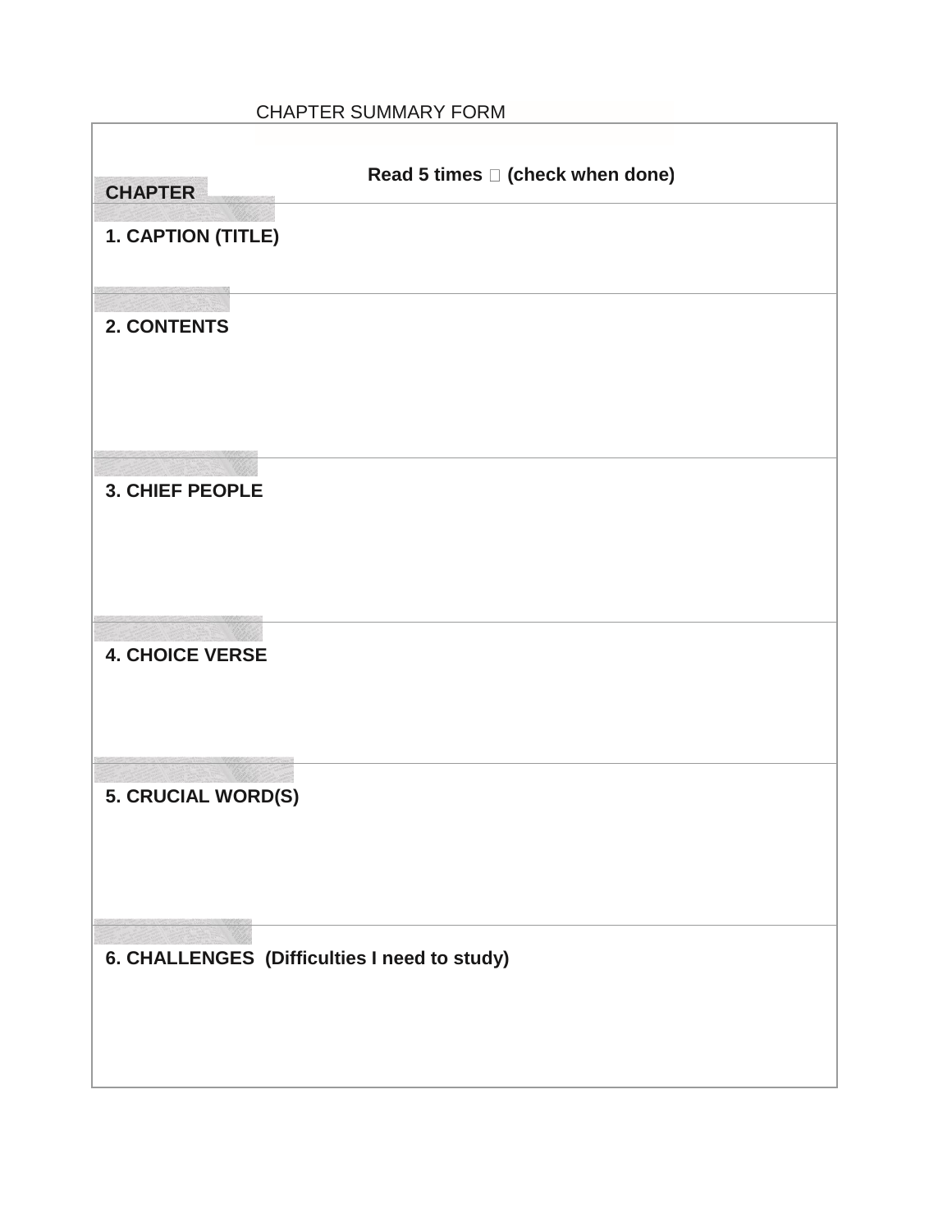CHAPTER SUMMARY FORM

| CHAPTER &nbsp;&nbsp;&nbsp;&nbsp;&nbsp;&nbsp;&nbsp;&nbsp;&nbsp;&nbsp;&nbsp;&nbsp;&nbsp;&nbsp;&nbsp;&nbsp;&nbsp;&nbsp;&nbsp;&nbsp; **Read 5 times ☐ (check when done)** |
| --- |
| **1. CAPTION (TITLE)** |
| **2. CONTENTS** |
| **3. CHIEF PEOPLE** |
| **4. CHOICE VERSE** |
| **5. CRUCIAL WORD(S)** |
| **6. CHALLENGES (Difficulties I need to study)** |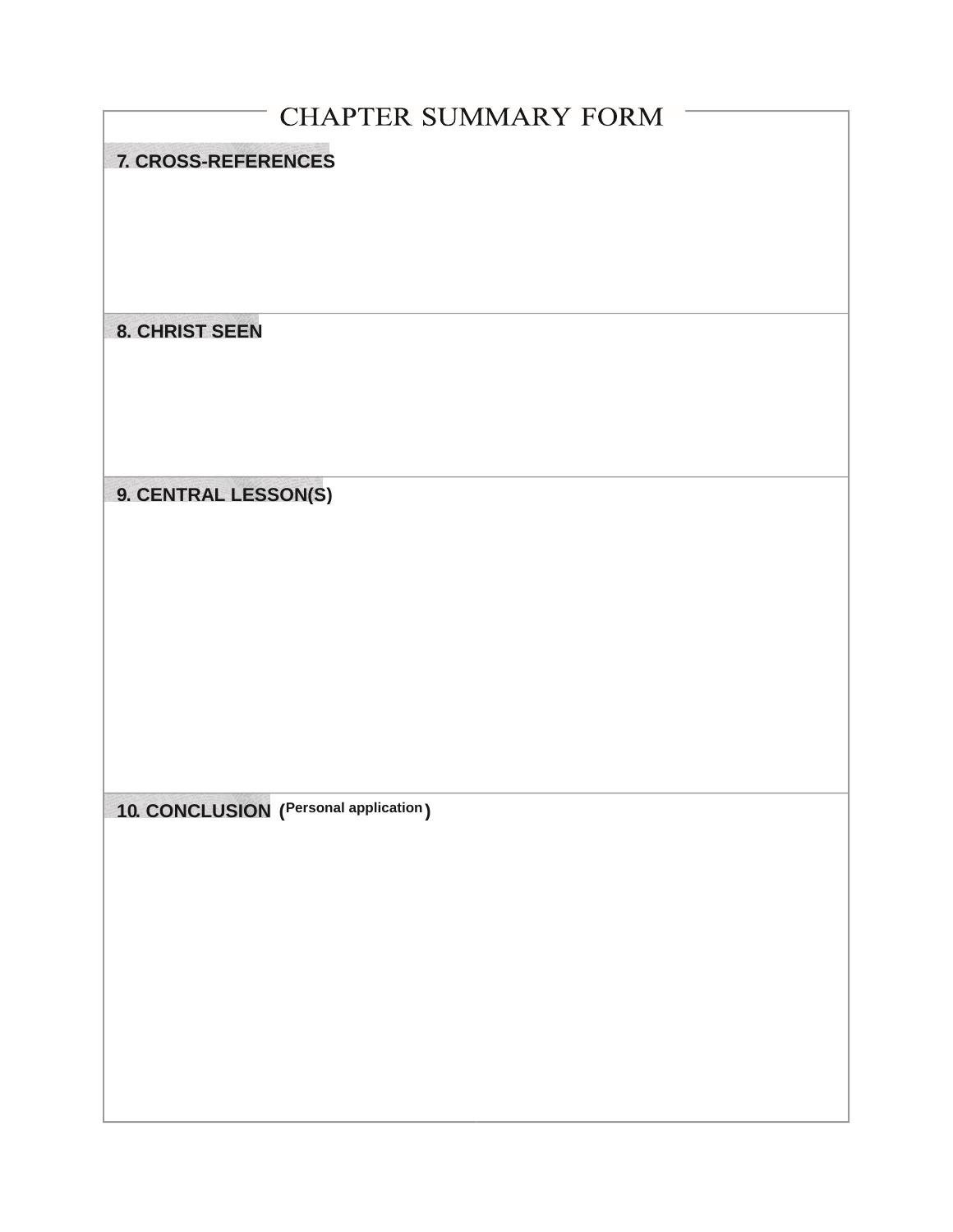# CHAPTER SUMMARY FORM

## 7. CROSS-REFERENCES

## 8. CHRIST SEEN

## 9. CENTRAL LESSON(S)

## 10. CONCLUSION (Personal application)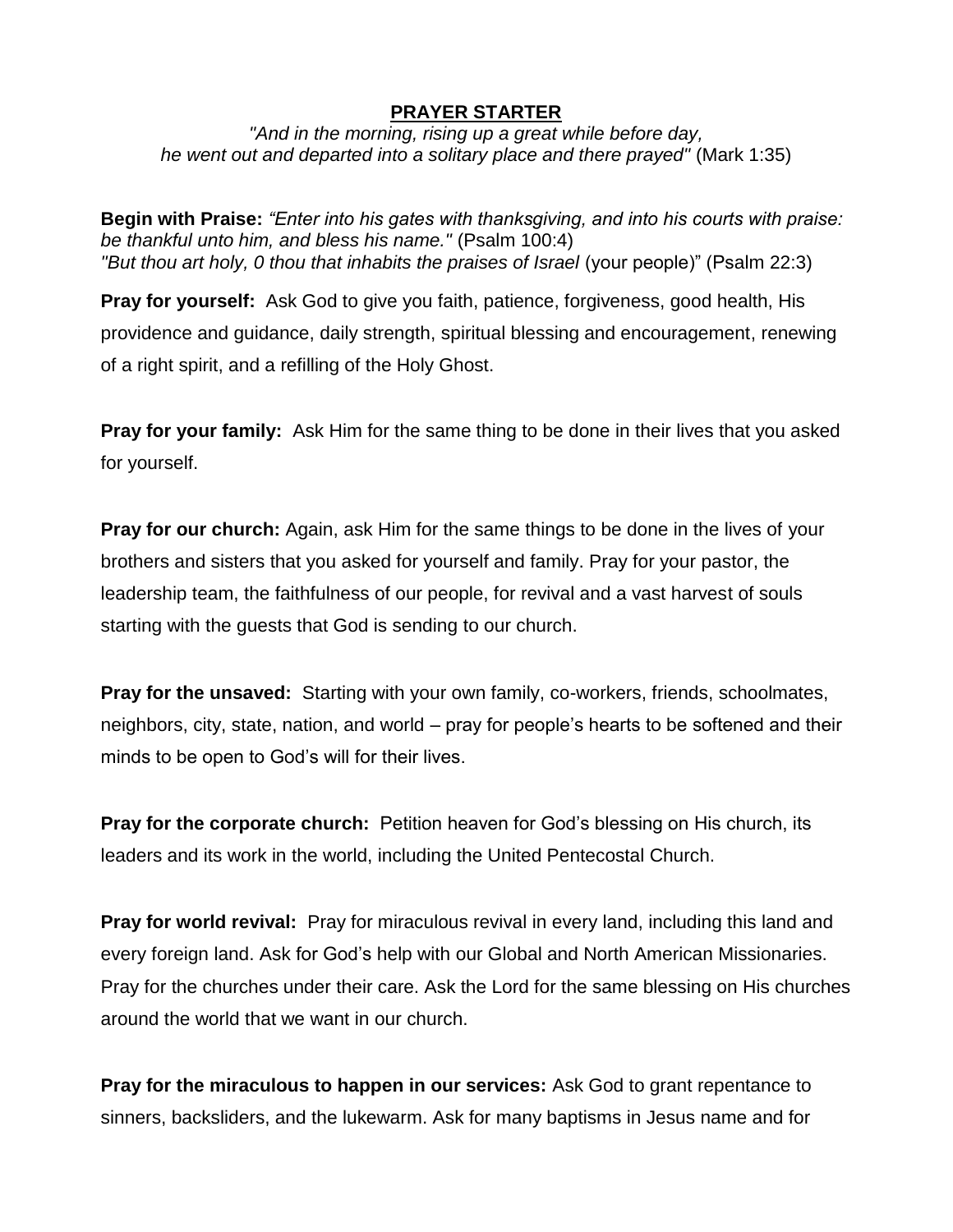**PRAYER STARTER**

*"And in the morning, rising up a great while before day, he went out and departed into a solitary place and there prayed"* (Mark 1:35)

**Begin with Praise:** *"Enter into his gates with thanksgiving, and into his courts with praise: be thankful unto him, and bless his name."* (Psalm 100:4)
*"But thou art holy, 0 thou that inhabits the praises of Israel* (your people)" (Psalm 22:3)

**Pray for yourself:** Ask God to give you faith, patience, forgiveness, good health, His providence and guidance, daily strength, spiritual blessing and encouragement, renewing of a right spirit, and a refilling of the Holy Ghost.

**Pray for your family:** Ask Him for the same thing to be done in their lives that you asked for yourself.

**Pray for our church:** Again, ask Him for the same things to be done in the lives of your brothers and sisters that you asked for yourself and family. Pray for your pastor, the leadership team, the faithfulness of our people, for revival and a vast harvest of souls starting with the guests that God is sending to our church.

**Pray for the unsaved:** Starting with your own family, co-workers, friends, schoolmates, neighbors, city, state, nation, and world – pray for people's hearts to be softened and their minds to be open to God's will for their lives.

**Pray for the corporate church:** Petition heaven for God's blessing on His church, its leaders and its work in the world, including the United Pentecostal Church.

**Pray for world revival:** Pray for miraculous revival in every land, including this land and every foreign land. Ask for God's help with our Global and North American Missionaries. Pray for the churches under their care. Ask the Lord for the same blessing on His churches around the world that we want in our church.

**Pray for the miraculous to happen in our services:** Ask God to grant repentance to sinners, backsliders, and the lukewarm. Ask for many baptisms in Jesus name and for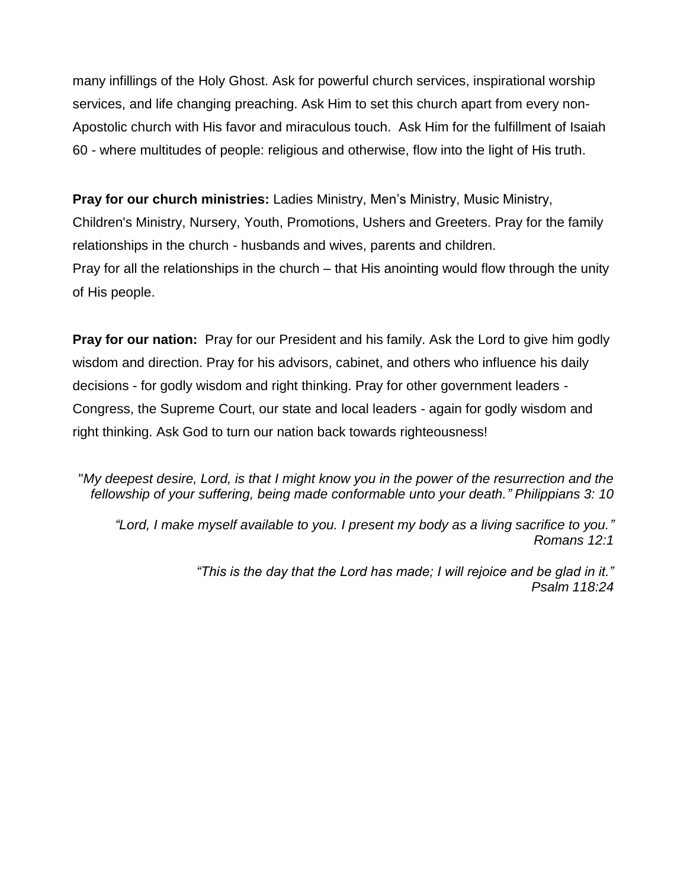many infillings of the Holy Ghost. Ask for powerful church services, inspirational worship services, and life changing preaching. Ask Him to set this church apart from every non-Apostolic church with His favor and miraculous touch. Ask Him for the fulfillment of Isaiah 60 - where multitudes of people: religious and otherwise, flow into the light of His truth.

**Pray for our church ministries:** Ladies Ministry, Men's Ministry, Music Ministry, Children's Ministry, Nursery, Youth, Promotions, Ushers and Greeters. Pray for the family relationships in the church - husbands and wives, parents and children.
Pray for all the relationships in the church – that His anointing would flow through the unity of His people.

**Pray for our nation:** Pray for our President and his family. Ask the Lord to give him godly wisdom and direction. Pray for his advisors, cabinet, and others who influence his daily decisions - for godly wisdom and right thinking. Pray for other government leaders - Congress, the Supreme Court, our state and local leaders - again for godly wisdom and right thinking. Ask God to turn our nation back towards righteousness!

"*My deepest desire, Lord, is that I might know you in the power of the resurrection and the fellowship of your suffering, being made conformable unto your death." Philippians 3: 10*

*"Lord, I make myself available to you. I present my body as a living sacrifice to you." Romans 12:1*

*"This is the day that the Lord has made; I will rejoice and be glad in it." Psalm 118:24*